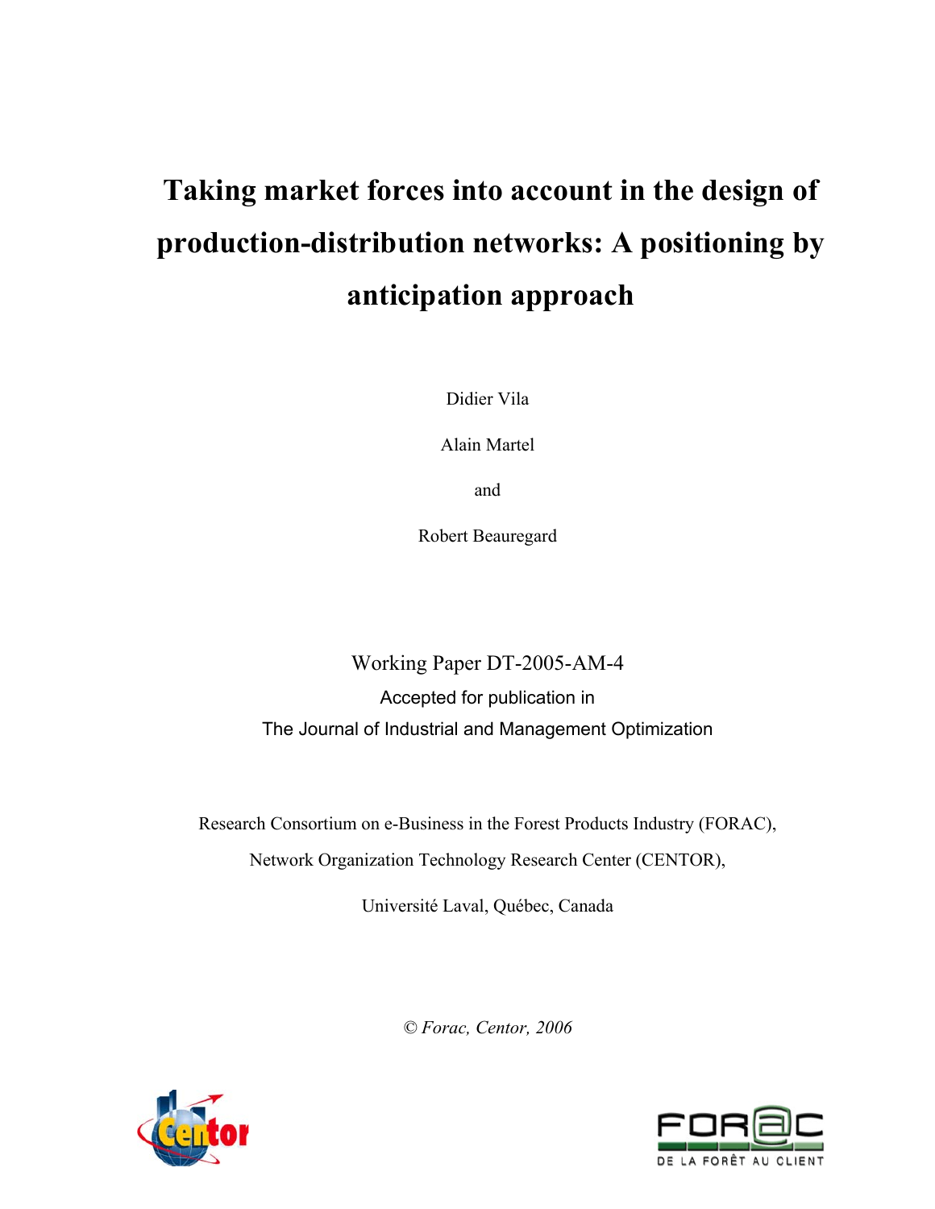# Taking market forces into account in the design of production-distribution networks: A positioning by anticipation approach

Didier Vila

Alain Martel

and

Robert Beauregard

Working Paper DT-2005-AM-4

Accepted for publication in

The Journal of Industrial and Management Optimization

Research Consortium on e-Business in the Forest Products Industry (FORAC),

Network Organization Technology Research Center (CENTOR),

Université Laval, Québec, Canada

*© Forac, Centor, 2006*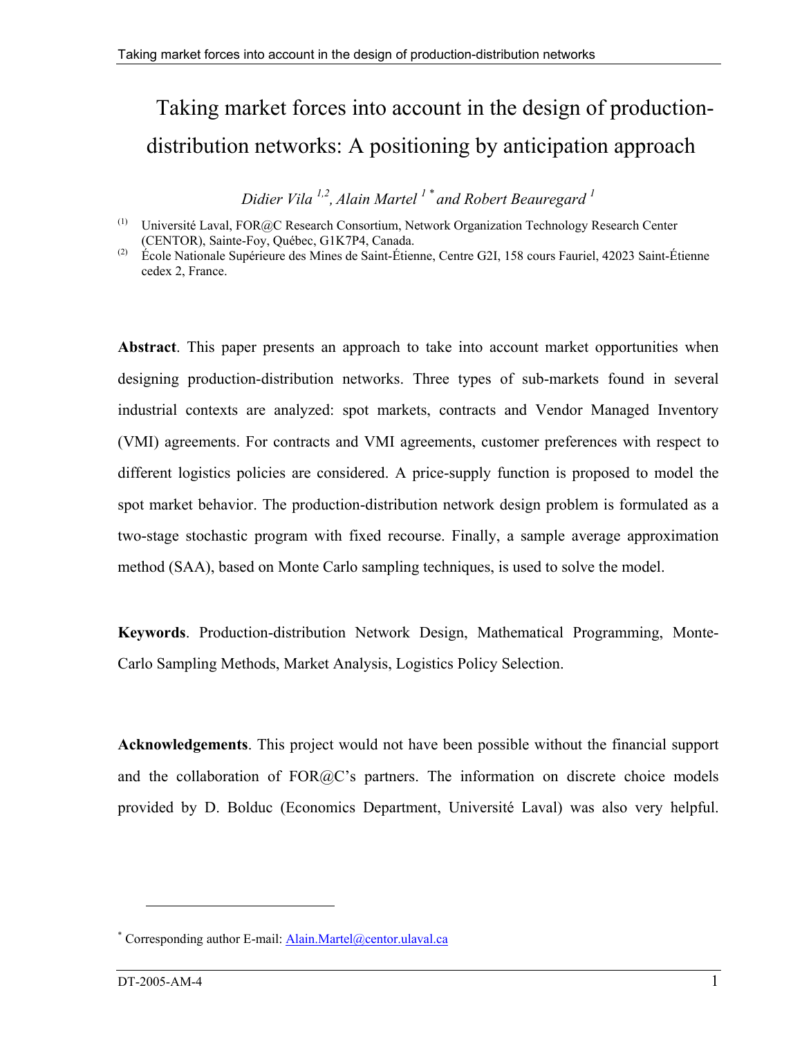# Taking market forces into account in the design of production-distribution networks: A positioning by anticipation approach

*Didier Vila* [1,2], *Alain Martel* [1 *] *and Robert Beauregard* [1]

[(1)] Université Laval, FOR@C Research Consortium, Network Organization Technology Research Center (CENTOR), Sainte-Foy, Québec, G1K7P4, Canada.

[(2)] École Nationale Supérieure des Mines de Saint-Étienne, Centre G2I, 158 cours Fauriel, 42023 Saint-Étienne cedex 2, France.

**Abstract**. This paper presents an approach to take into account market opportunities when designing production-distribution networks. Three types of sub-markets found in several industrial contexts are analyzed: spot markets, contracts and Vendor Managed Inventory (VMI) agreements. For contracts and VMI agreements, customer preferences with respect to different logistics policies are considered. A price-supply function is proposed to model the spot market behavior. The production-distribution network design problem is formulated as a two-stage stochastic program with fixed recourse. Finally, a sample average approximation method (SAA), based on Monte Carlo sampling techniques, is used to solve the model.

**Keywords**. Production-distribution Network Design, Mathematical Programming, Monte-Carlo Sampling Methods, Market Analysis, Logistics Policy Selection.

**Acknowledgements**. This project would not have been possible without the financial support and the collaboration of FOR@C's partners. The information on discrete choice models provided by D. Bolduc (Economics Department, Université Laval) was also very helpful.

[*] Corresponding author E-mail: Alain.Martel@centor.ulaval.ca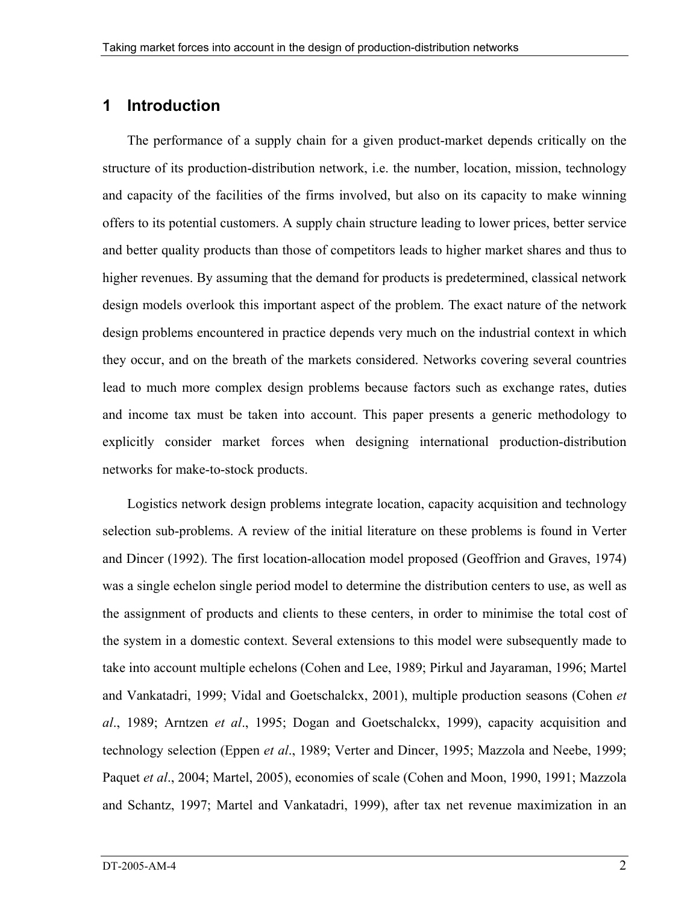# 1 Introduction

The performance of a supply chain for a given product-market depends critically on the structure of its production-distribution network, i.e. the number, location, mission, technology and capacity of the facilities of the firms involved, but also on its capacity to make winning offers to its potential customers. A supply chain structure leading to lower prices, better service and better quality products than those of competitors leads to higher market shares and thus to higher revenues. By assuming that the demand for products is predetermined, classical network design models overlook this important aspect of the problem. The exact nature of the network design problems encountered in practice depends very much on the industrial context in which they occur, and on the breath of the markets considered. Networks covering several countries lead to much more complex design problems because factors such as exchange rates, duties and income tax must be taken into account. This paper presents a generic methodology to explicitly consider market forces when designing international production-distribution networks for make-to-stock products.

Logistics network design problems integrate location, capacity acquisition and technology selection sub-problems. A review of the initial literature on these problems is found in Verter and Dincer (1992). The first location-allocation model proposed (Geoffrion and Graves, 1974) was a single echelon single period model to determine the distribution centers to use, as well as the assignment of products and clients to these centers, in order to minimise the total cost of the system in a domestic context. Several extensions to this model were subsequently made to take into account multiple echelons (Cohen and Lee, 1989; Pirkul and Jayaraman, 1996; Martel and Vankatadri, 1999; Vidal and Goetschalckx, 2001), multiple production seasons (Cohen *et al*., 1989; Arntzen *et al*., 1995; Dogan and Goetschalckx, 1999), capacity acquisition and technology selection (Eppen *et al*., 1989; Verter and Dincer, 1995; Mazzola and Neebe, 1999; Paquet *et al*., 2004; Martel, 2005), economies of scale (Cohen and Moon, 1990, 1991; Mazzola and Schantz, 1997; Martel and Vankatadri, 1999), after tax net revenue maximization in an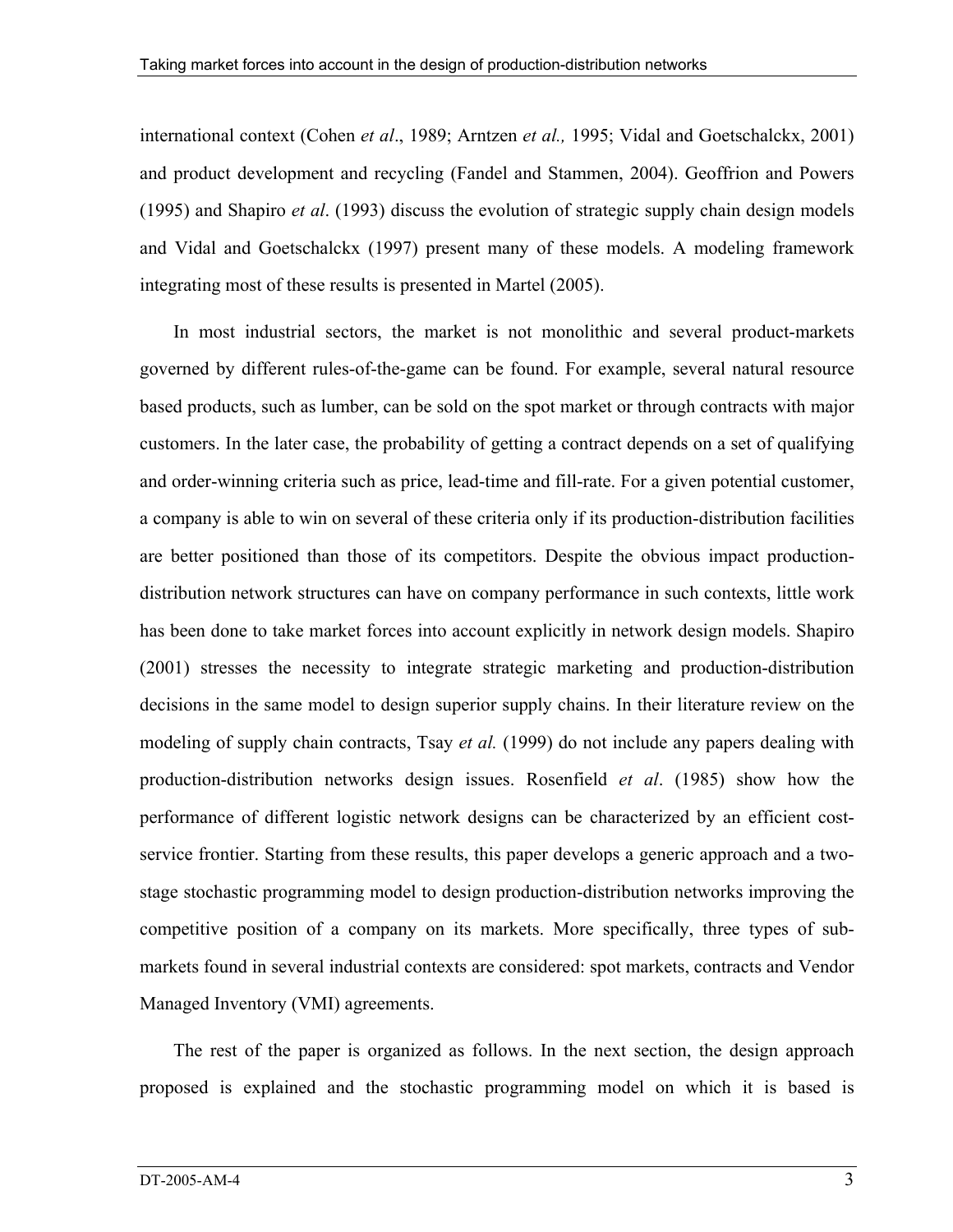international context (Cohen *et al*., 1989; Arntzen *et al.,* 1995; Vidal and Goetschalckx, 2001) and product development and recycling (Fandel and Stammen, 2004). Geoffrion and Powers (1995) and Shapiro *et al*. (1993) discuss the evolution of strategic supply chain design models and Vidal and Goetschalckx (1997) present many of these models. A modeling framework integrating most of these results is presented in Martel (2005).

In most industrial sectors, the market is not monolithic and several product-markets governed by different rules-of-the-game can be found. For example, several natural resource based products, such as lumber, can be sold on the spot market or through contracts with major customers. In the later case, the probability of getting a contract depends on a set of qualifying and order-winning criteria such as price, lead-time and fill-rate. For a given potential customer, a company is able to win on several of these criteria only if its production-distribution facilities are better positioned than those of its competitors. Despite the obvious impact production-distribution network structures can have on company performance in such contexts, little work has been done to take market forces into account explicitly in network design models. Shapiro (2001) stresses the necessity to integrate strategic marketing and production-distribution decisions in the same model to design superior supply chains. In their literature review on the modeling of supply chain contracts, Tsay *et al.* (1999) do not include any papers dealing with production-distribution networks design issues. Rosenfield *et al*. (1985) show how the performance of different logistic network designs can be characterized by an efficient cost-service frontier. Starting from these results, this paper develops a generic approach and a two-stage stochastic programming model to design production-distribution networks improving the competitive position of a company on its markets. More specifically, three types of sub-markets found in several industrial contexts are considered: spot markets, contracts and Vendor Managed Inventory (VMI) agreements.

The rest of the paper is organized as follows. In the next section, the design approach proposed is explained and the stochastic programming model on which it is based is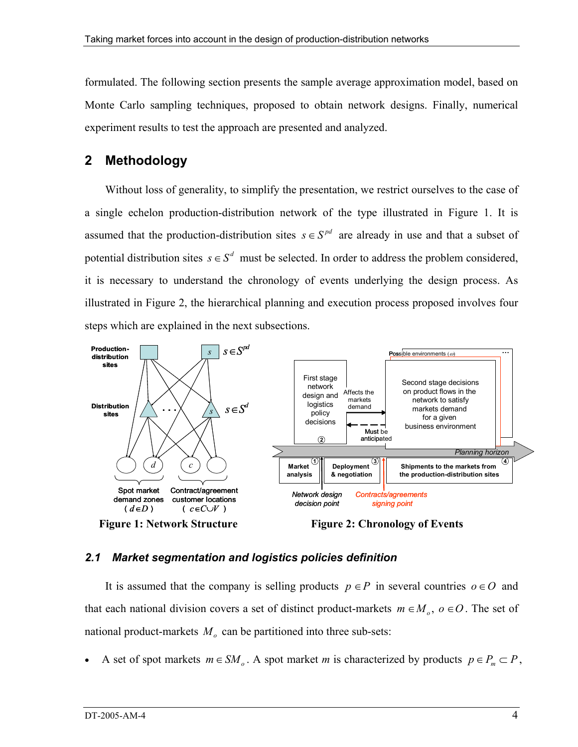formulated. The following section presents the sample average approximation model, based on Monte Carlo sampling techniques, proposed to obtain network designs. Finally, numerical experiment results to test the approach are presented and analyzed.

## 2 Methodology

Without loss of generality, to simplify the presentation, we restrict ourselves to the case of a single echelon production-distribution network of the type illustrated in Figure 1. It is assumed that the production-distribution sites $s \in S^{pd}$ are already in use and that a subset of potential distribution sites $s \in S^{d}$ must be selected. In order to address the problem considered, it is necessary to understand the chronology of events underlying the design process. As illustrated in Figure 2, the hierarchical planning and execution process proposed involves four steps which are explained in the next subsections.

**Figure 1: Network Structure**

**Figure 2: Chronology of Events**

### 2.1 Market segmentation and logistics policies definition

It is assumed that the company is selling products $p \in P$ in several countries $o \in O$ and that each national division covers a set of distinct product-markets $m \in M_o$, $o \in O$. The set of national product-markets $M_o$ can be partitioned into three sub-sets:

- A set of spot markets $m \in SM_o$. A spot market $m$ is characterized by products $p \in P_m \subset P$,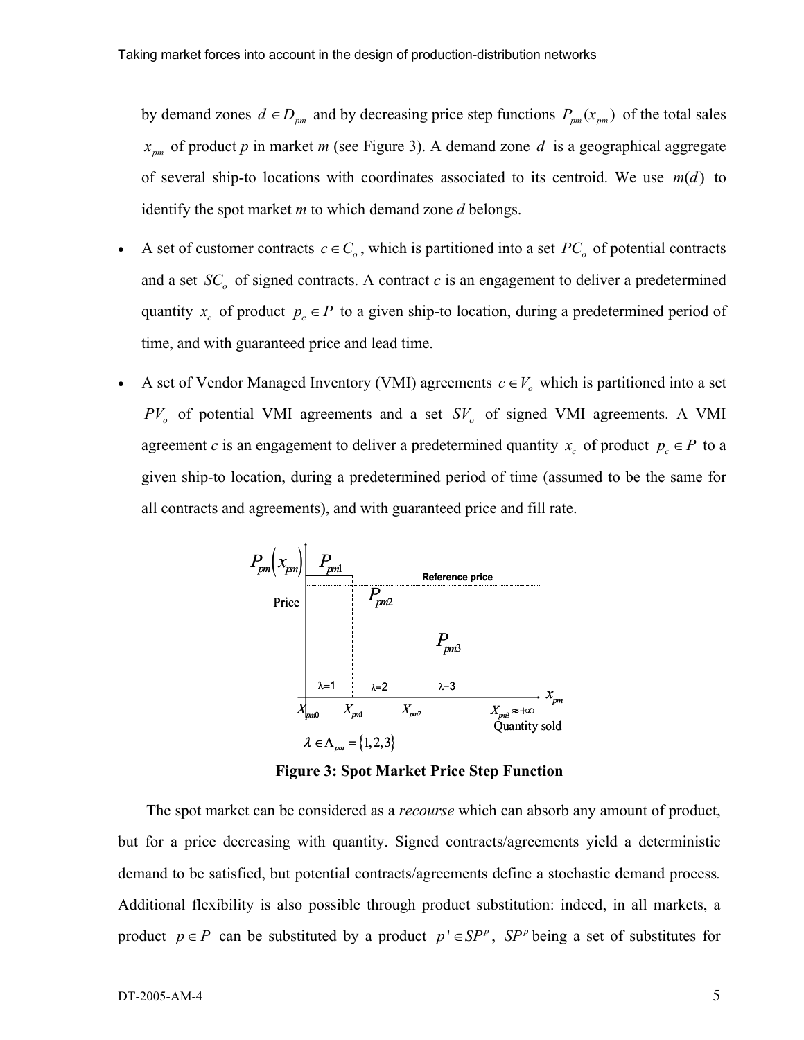by demand zones $d \in D_{pm}$ and by decreasing price step functions $P_{pm}(x_{pm})$ of the total sales $x_{pm}$ of product *p* in market *m* (see Figure 3). A demand zone $d$ is a geographical aggregate of several ship-to locations with coordinates associated to its centroid. We use $m(d)$ to identify the spot market *m* to which demand zone *d* belongs.

- A set of customer contracts $c \in C_o$, which is partitioned into a set $PC_o$ of potential contracts and a set $SC_o$ of signed contracts. A contract *c* is an engagement to deliver a predetermined quantity $x_c$ of product $p_c \in P$ to a given ship-to location, during a predetermined period of time, and with guaranteed price and lead time.
- A set of Vendor Managed Inventory (VMI) agreements $c \in V_o$ which is partitioned into a set $PV_o$ of potential VMI agreements and a set $SV_o$ of signed VMI agreements. A VMI agreement *c* is an engagement to deliver a predetermined quantity $x_c$ of product $p_c \in P$ to a given ship-to location, during a predetermined period of time (assumed to be the same for all contracts and agreements), and with guaranteed price and fill rate.

**Figure 3: Spot Market Price Step Function**

The spot market can be considered as a *recourse* which can absorb any amount of product, but for a price decreasing with quantity. Signed contracts/agreements yield a deterministic demand to be satisfied, but potential contracts/agreements define a stochastic demand process. Additional flexibility is also possible through product substitution: indeed, in all markets, a product $p \in P$ can be substituted by a product $p' \in SP^p$, $SP^p$ being a set of substitutes for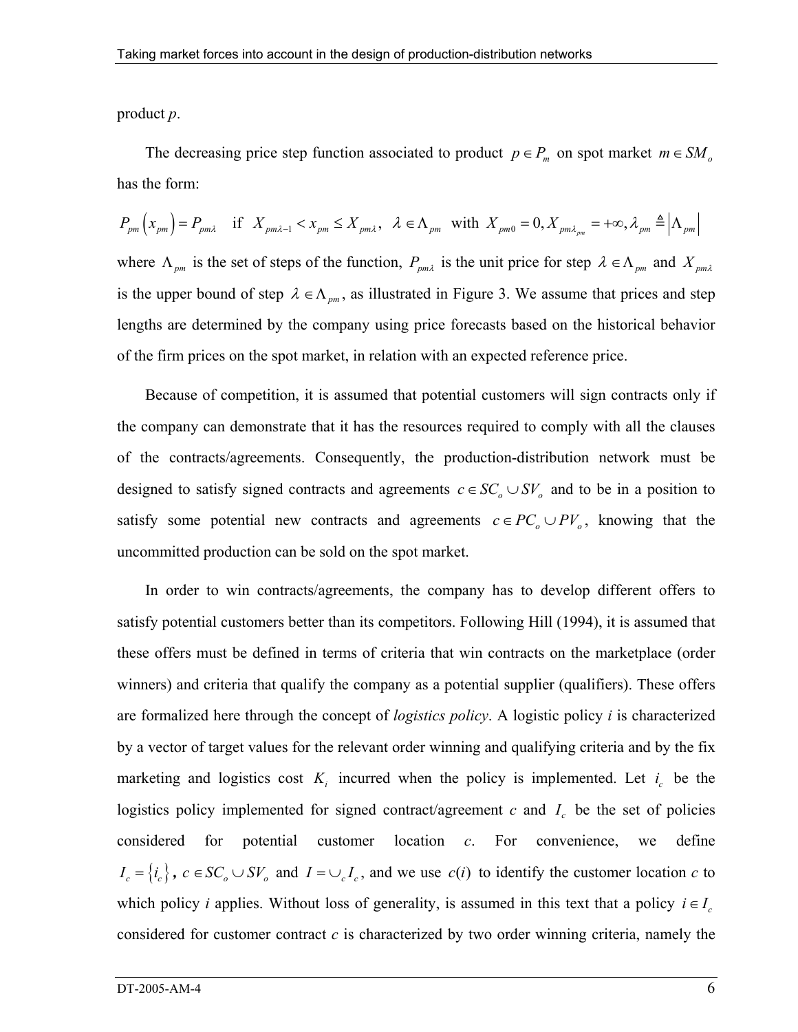product *p*.

The decreasing price step function associated to product $p \in P_m$ on spot market $m \in SM_o$ has the form:

$$P_{pm}\left(x_{pm}\right) = P_{pm\lambda} \quad \text{if} \quad X_{pm\lambda-1} < x_{pm} \leq X_{pm\lambda}, \quad \lambda \in \Lambda_{pm} \quad \text{with} \quad X_{pm0} = 0, X_{pm\lambda_{pm}} = +\infty, \lambda_{pm} \triangleq \left|\Lambda_{pm}\right|$$

where $\Lambda_{pm}$ is the set of steps of the function, $P_{pm\lambda}$ is the unit price for step $\lambda \in \Lambda_{pm}$ and $X_{pm\lambda}$ is the upper bound of step $\lambda \in \Lambda_{pm}$, as illustrated in Figure 3. We assume that prices and step lengths are determined by the company using price forecasts based on the historical behavior of the firm prices on the spot market, in relation with an expected reference price.

Because of competition, it is assumed that potential customers will sign contracts only if the company can demonstrate that it has the resources required to comply with all the clauses of the contracts/agreements. Consequently, the production-distribution network must be designed to satisfy signed contracts and agreements $c \in SC_o \cup SV_o$ and to be in a position to satisfy some potential new contracts and agreements $c \in PC_o \cup PV_o$, knowing that the uncommitted production can be sold on the spot market.

In order to win contracts/agreements, the company has to develop different offers to satisfy potential customers better than its competitors. Following Hill (1994), it is assumed that these offers must be defined in terms of criteria that win contracts on the marketplace (order winners) and criteria that qualify the company as a potential supplier (qualifiers). These offers are formalized here through the concept of *logistics policy*. A logistic policy *i* is characterized by a vector of target values for the relevant order winning and qualifying criteria and by the fix marketing and logistics cost $K_i$ incurred when the policy is implemented. Let $i_c$ be the logistics policy implemented for signed contract/agreement *c* and $I_c$ be the set of policies considered for potential customer location *c*. For convenience, we define $I_c = \{i_c\}$, $c \in SC_o \cup SV_o$ and $I = \cup_c I_c$, and we use $c(i)$ to identify the customer location *c* to which policy *i* applies. Without loss of generality, is assumed in this text that a policy $i \in I_c$ considered for customer contract *c* is characterized by two order winning criteria, namely the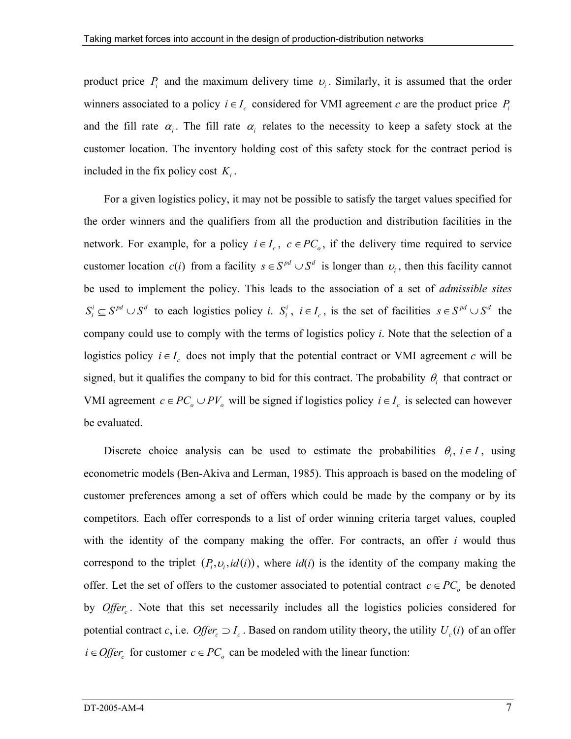product price $P_i$ and the maximum delivery time $\upsilon_i$. Similarly, it is assumed that the order winners associated to a policy $i \in I_c$ considered for VMI agreement *c* are the product price $P_i$ and the fill rate $\alpha_i$. The fill rate $\alpha_i$ relates to the necessity to keep a safety stock at the customer location. The inventory holding cost of this safety stock for the contract period is included in the fix policy cost $K_i$.

For a given logistics policy, it may not be possible to satisfy the target values specified for the order winners and the qualifiers from all the production and distribution facilities in the network. For example, for a policy $i \in I_c$, $c \in PC_o$, if the delivery time required to service customer location $c(i)$ from a facility $s \in S^{pd} \cup S^d$ is longer than $\upsilon_i$, then this facility cannot be used to implement the policy. This leads to the association of a set of *admissible sites* $S_i^i \subseteq S^{pd} \cup S^d$ to each logistics policy *i*. $S_i^i$, $i \in I_c$, is the set of facilities $s \in S^{pd} \cup S^d$ the company could use to comply with the terms of logistics policy *i*. Note that the selection of a logistics policy $i \in I_c$ does not imply that the potential contract or VMI agreement *c* will be signed, but it qualifies the company to bid for this contract. The probability $\theta_i$ that contract or VMI agreement $c \in PC_o \cup PV_o$ will be signed if logistics policy $i \in I_c$ is selected can however be evaluated.

Discrete choice analysis can be used to estimate the probabilities $\theta_i, i \in I$, using econometric models (Ben-Akiva and Lerman, 1985). This approach is based on the modeling of customer preferences among a set of offers which could be made by the company or by its competitors. Each offer corresponds to a list of order winning criteria target values, coupled with the identity of the company making the offer. For contracts, an offer *i* would thus correspond to the triplet $(P_i, \upsilon_i, id(i))$, where *id*(*i*) is the identity of the company making the offer. Let the set of offers to the customer associated to potential contract $c \in PC_o$ be denoted by $Offer_c$. Note that this set necessarily includes all the logistics policies considered for potential contract *c*, i.e. $Offer_c \supset I_c$. Based on random utility theory, the utility $U_c(i)$ of an offer $i \in Offer_c$ for customer $c \in PC_o$ can be modeled with the linear function: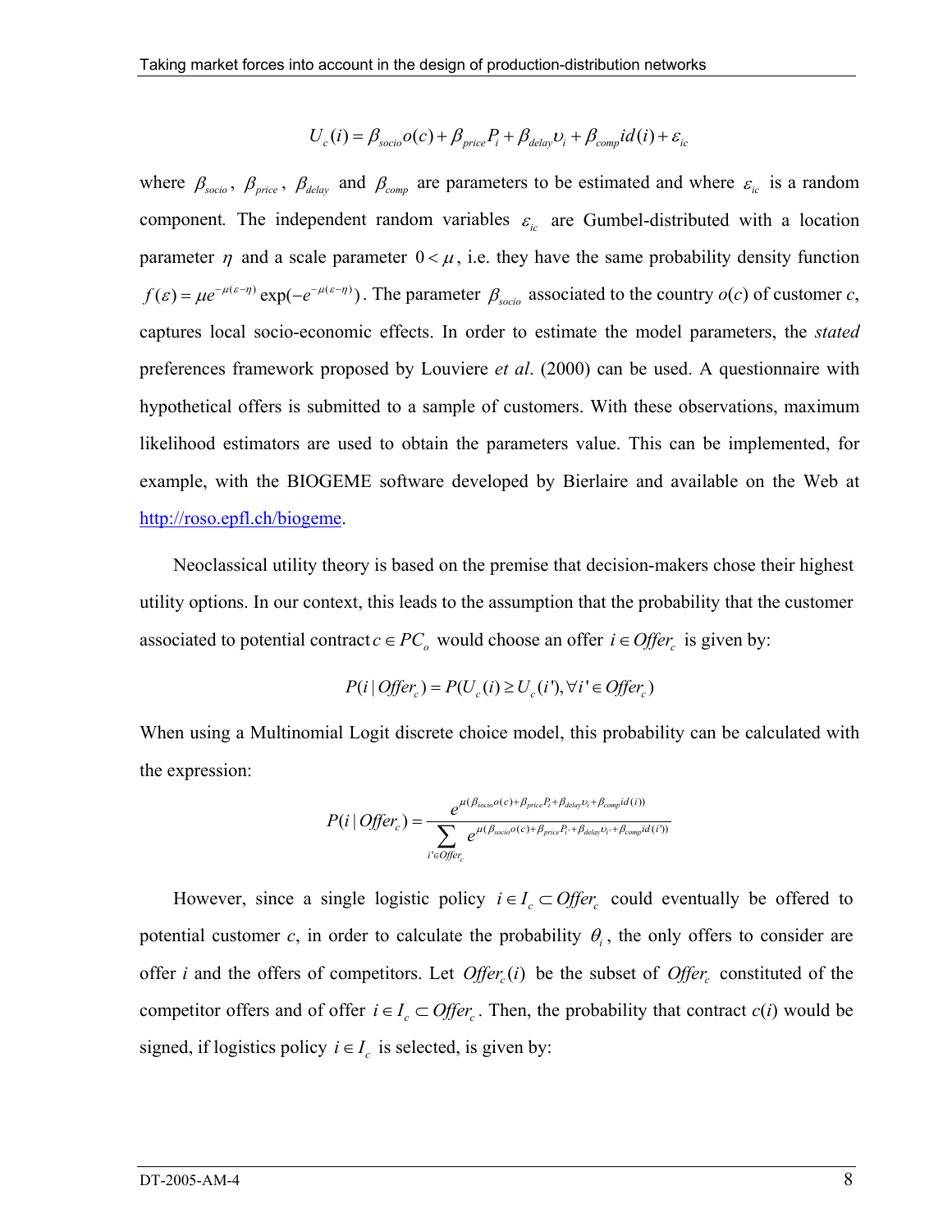$$U_c(i) = \beta_{socio}o(c) + \beta_{price}P_i + \beta_{delay}\upsilon_i + \beta_{comp}id(i) + \varepsilon_{ic}$$

where $\beta_{socio}$, $\beta_{price}$, $\beta_{delay}$ and $\beta_{comp}$ are parameters to be estimated and where $\varepsilon_{ic}$ is a random component. The independent random variables $\varepsilon_{ic}$ are Gumbel-distributed with a location parameter $\eta$ and a scale parameter $0 < \mu$, i.e. they have the same probability density function $f(\varepsilon) = \mu e^{-\mu(\varepsilon-\eta)} \exp(-e^{-\mu(\varepsilon-\eta)})$. The parameter $\beta_{socio}$ associated to the country $o(c)$ of customer *c*, captures local socio-economic effects. In order to estimate the model parameters, the *stated* preferences framework proposed by Louviere *et al*. (2000) can be used. A questionnaire with hypothetical offers is submitted to a sample of customers. With these observations, maximum likelihood estimators are used to obtain the parameters value. This can be implemented, for example, with the BIOGEME software developed by Bierlaire and available on the Web at http://roso.epfl.ch/biogeme.

Neoclassical utility theory is based on the premise that decision-makers chose their highest utility options. In our context, this leads to the assumption that the probability that the customer associated to potential contract $c \in PC_o$ would choose an offer $i \in Offer_c$ is given by:

$$P(i \mid Offer_c) = P(U_c(i) \geq U_c(i'), \forall i' \in Offer_c)$$

When using a Multinomial Logit discrete choice model, this probability can be calculated with the expression:

$$P(i \mid Offer_c) = \frac{e^{\mu(\beta_{socio}o(c) + \beta_{price}P_i + \beta_{delay}\upsilon_i + \beta_{comp}id(i))}}{\sum_{i' \in Offer_c} e^{\mu(\beta_{socio}o(c) + \beta_{price}P_{i'} + \beta_{delay}\upsilon_{i'} + \beta_{comp}id(i'))}}$$

However, since a single logistic policy $i \in I_c \subset Offer_c$ could eventually be offered to potential customer *c*, in order to calculate the probability $\theta_i$, the only offers to consider are offer *i* and the offers of competitors. Let $Offer_c(i)$ be the subset of $Offer_c$ constituted of the competitor offers and of offer $i \in I_c \subset Offer_c$. Then, the probability that contract *c*(*i*) would be signed, if logistics policy $i \in I_c$ is selected, is given by: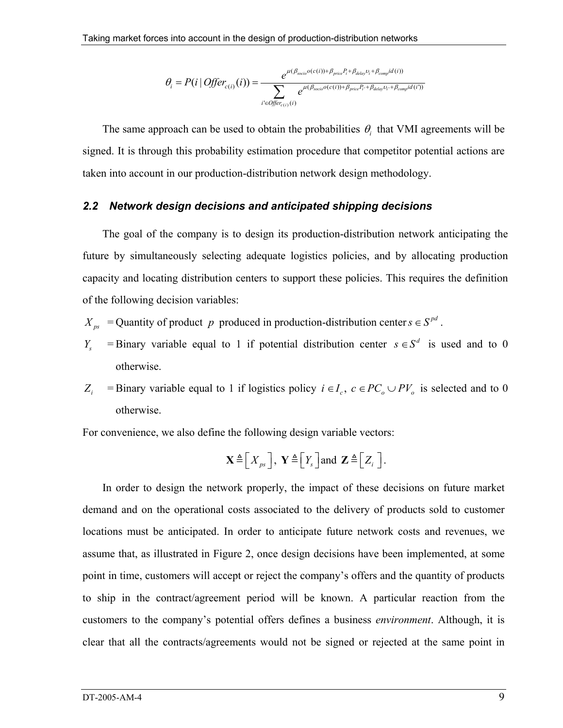$$\theta_i = P(i \mid Offer_{c(i)}(i)) = \frac{e^{\mu(\beta_{socio} o(c(i)) + \beta_{price} P_i + \beta_{delay} \upsilon_i + \beta_{comp} id(i))}}{\sum_{i' \in Offer_{c(i)}(i)} e^{\mu(\beta_{socio} o(c(i)) + \beta_{price} P_{i'} + \beta_{delay} \upsilon_{i'} + \beta_{comp} id(i'))}}$$

The same approach can be used to obtain the probabilities $\theta_i$ that VMI agreements will be signed. It is through this probability estimation procedure that competitor potential actions are taken into account in our production-distribution network design methodology.

### *2.2 Network design decisions and anticipated shipping decisions*

The goal of the company is to design its production-distribution network anticipating the future by simultaneously selecting adequate logistics policies, and by allocating production capacity and locating distribution centers to support these policies. This requires the definition of the following decision variables:

$X_{ps}$ = Quantity of product $p$ produced in production-distribution center $s \in S^{pd}$.

$Y_s$ = Binary variable equal to 1 if potential distribution center $s \in S^d$ is used and to 0 otherwise.

$Z_i$ = Binary variable equal to 1 if logistics policy $i \in I_c$, $c \in PC_o \cup PV_o$ is selected and to 0 otherwise.

For convenience, we also define the following design variable vectors:

$$\mathbf{X} \triangleq \left[ X_{ps} \right],\ \mathbf{Y} \triangleq \left[ Y_s \right] \text{and } \mathbf{Z} \triangleq \left[ Z_i \right].$$

In order to design the network properly, the impact of these decisions on future market demand and on the operational costs associated to the delivery of products sold to customer locations must be anticipated. In order to anticipate future network costs and revenues, we assume that, as illustrated in Figure 2, once design decisions have been implemented, at some point in time, customers will accept or reject the company's offers and the quantity of products to ship in the contract/agreement period will be known. A particular reaction from the customers to the company's potential offers defines a business *environment*. Although, it is clear that all the contracts/agreements would not be signed or rejected at the same point in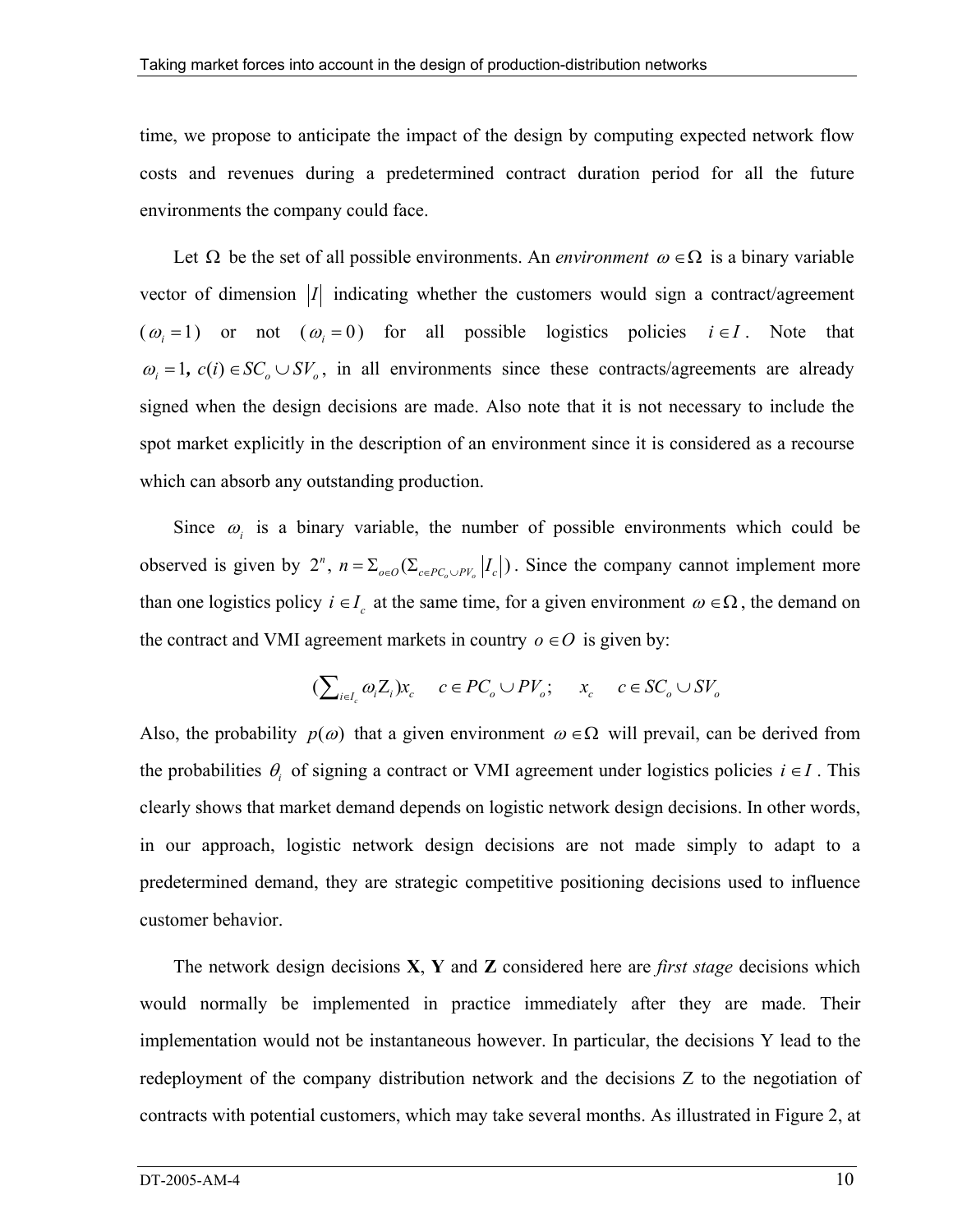time, we propose to anticipate the impact of the design by computing expected network flow costs and revenues during a predetermined contract duration period for all the future environments the company could face.

Let $\Omega$ be the set of all possible environments. An *environment* $\omega \in \Omega$ is a binary variable vector of dimension $|I|$ indicating whether the customers would sign a contract/agreement ($\omega_i = 1$) or not ($\omega_i = 0$) for all possible logistics policies $i \in I$. Note that $\omega_i = 1$, $c(i) \in SC_o \cup SV_o$, in all environments since these contracts/agreements are already signed when the design decisions are made. Also note that it is not necessary to include the spot market explicitly in the description of an environment since it is considered as a recourse which can absorb any outstanding production.

Since $\omega_i$ is a binary variable, the number of possible environments which could be observed is given by $2^n$, $n = \Sigma_{o \in O}(\Sigma_{c \in PC_o \cup PV_o} |I_c|)$. Since the company cannot implement more than one logistics policy $i \in I_c$ at the same time, for a given environment $\omega \in \Omega$, the demand on the contract and VMI agreement markets in country $o \in O$ is given by:

$$(\textstyle\sum_{i \in I_c} \omega_i Z_i) x_c \quad c \in PC_o \cup PV_o; \quad x_c \quad c \in SC_o \cup SV_o$$

Also, the probability $p(\omega)$ that a given environment $\omega \in \Omega$ will prevail, can be derived from the probabilities $\theta_i$ of signing a contract or VMI agreement under logistics policies $i \in I$. This clearly shows that market demand depends on logistic network design decisions. In other words, in our approach, logistic network design decisions are not made simply to adapt to a predetermined demand, they are strategic competitive positioning decisions used to influence customer behavior.

The network design decisions **X**, **Y** and **Z** considered here are *first stage* decisions which would normally be implemented in practice immediately after they are made. Their implementation would not be instantaneous however. In particular, the decisions Y lead to the redeployment of the company distribution network and the decisions Z to the negotiation of contracts with potential customers, which may take several months. As illustrated in Figure 2, at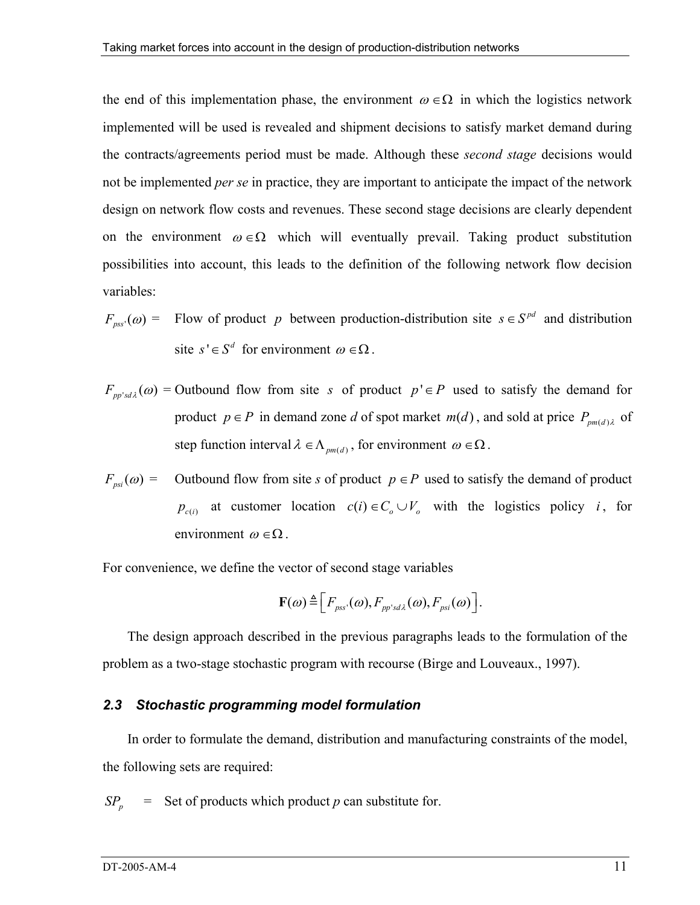the end of this implementation phase, the environment $\omega \in \Omega$ in which the logistics network implemented will be used is revealed and shipment decisions to satisfy market demand during the contracts/agreements period must be made. Although these *second stage* decisions would not be implemented *per se* in practice, they are important to anticipate the impact of the network design on network flow costs and revenues. These second stage decisions are clearly dependent on the environment $\omega \in \Omega$ which will eventually prevail. Taking product substitution possibilities into account, this leads to the definition of the following network flow decision variables:

$F_{pss'}(\omega)$ = Flow of product $p$ between production-distribution site $s \in S^{pd}$ and distribution site $s' \in S^{d}$ for environment $\omega \in \Omega$.

$F_{pp'sd\lambda}(\omega)$ = Outbound flow from site $s$ of product $p' \in P$ used to satisfy the demand for product $p \in P$ in demand zone $d$ of spot market $m(d)$, and sold at price $P_{pm(d)\lambda}$ of step function interval $\lambda \in \Lambda_{pm(d)}$, for environment $\omega \in \Omega$.

$F_{psi}(\omega)$ = Outbound flow from site $s$ of product $p \in P$ used to satisfy the demand of product $p_{c(i)}$ at customer location $c(i) \in C_o \cup V_o$ with the logistics policy $i$, for environment $\omega \in \Omega$.

For convenience, we define the vector of second stage variables

$$\mathbf{F}(\omega) \triangleq \left[ F_{pss'}(\omega), F_{pp'sd\lambda}(\omega), F_{psi}(\omega) \right].$$

The design approach described in the previous paragraphs leads to the formulation of the problem as a two-stage stochastic program with recourse (Birge and Louveaux., 1997).

### *2.3 Stochastic programming model formulation*

In order to formulate the demand, distribution and manufacturing constraints of the model, the following sets are required:

$SP_p$ = Set of products which product $p$ can substitute for.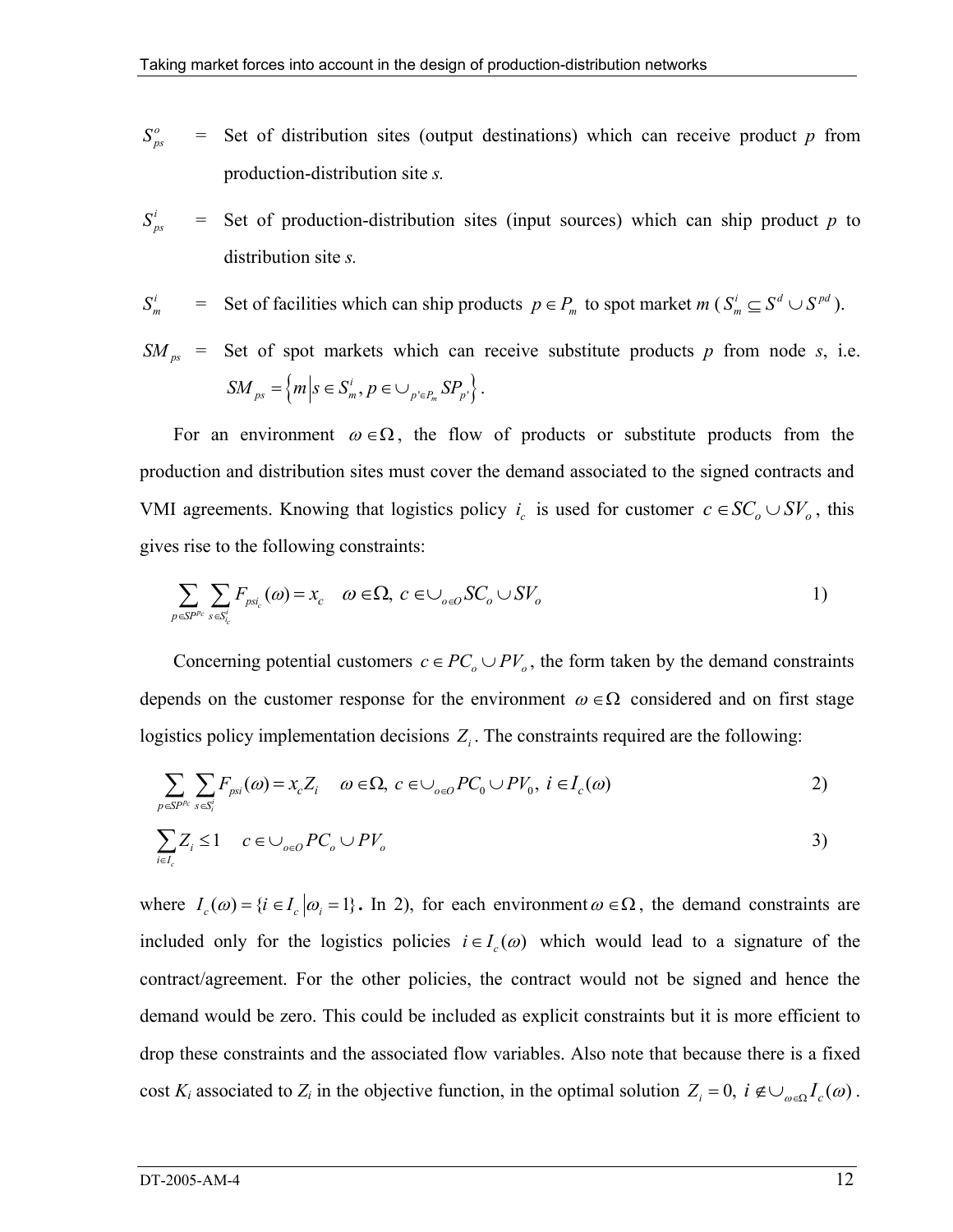$S_{ps}^{o}$ = Set of distribution sites (output destinations) which can receive product $p$ from production-distribution site $s$.

$S_{ps}^{i}$ = Set of production-distribution sites (input sources) which can ship product $p$ to distribution site $s$.

$S_{m}^{i}$ = Set of facilities which can ship products $p \in P_m$ to spot market $m$ ($S_m^i \subseteq S^d \cup S^{pd}$).

$SM_{ps}$ = Set of spot markets which can receive substitute products $p$ from node $s$, i.e. $SM_{ps} = \left\{ m \middle| s \in S_m^i, p \in \cup_{p' \in P_m} SP_{p'} \right\}$.

For an environment $\omega \in \Omega$, the flow of products or substitute products from the production and distribution sites must cover the demand associated to the signed contracts and VMI agreements. Knowing that logistics policy $i_c$ is used for customer $c \in SC_o \cup SV_o$, this gives rise to the following constraints:

$$\sum_{p \in SP^{p_c}} \sum_{s \in S_{i_c}^i} F_{psi_c}(\omega) = x_c \quad \omega \in \Omega,\ c \in \cup_{o \in O} SC_o \cup SV_o \tag{1}$$

Concerning potential customers $c \in PC_o \cup PV_o$, the form taken by the demand constraints depends on the customer response for the environment $\omega \in \Omega$ considered and on first stage logistics policy implementation decisions $Z_i$. The constraints required are the following:

$$\sum_{p \in SP^{p_c}} \sum_{s \in S_i^i} F_{psi}(\omega) = x_c Z_i \quad \omega \in \Omega,\ c \in \cup_{o \in O} PC_0 \cup PV_0,\ i \in I_c(\omega) \tag{2}$$

$$\sum_{i \in I_c} Z_i \leq 1 \quad c \in \cup_{o \in O} PC_o \cup PV_o \tag{3}$$

where $I_c(\omega) = \{ i \in I_c \mid \omega_i = 1 \}$. In 2), for each environment $\omega \in \Omega$, the demand constraints are included only for the logistics policies $i \in I_c(\omega)$ which would lead to a signature of the contract/agreement. For the other policies, the contract would not be signed and hence the demand would be zero. This could be included as explicit constraints but it is more efficient to drop these constraints and the associated flow variables. Also note that because there is a fixed cost $K_i$ associated to $Z_i$ in the objective function, in the optimal solution $Z_i = 0,\ i \notin \cup_{\omega \in \Omega} I_c(\omega)$.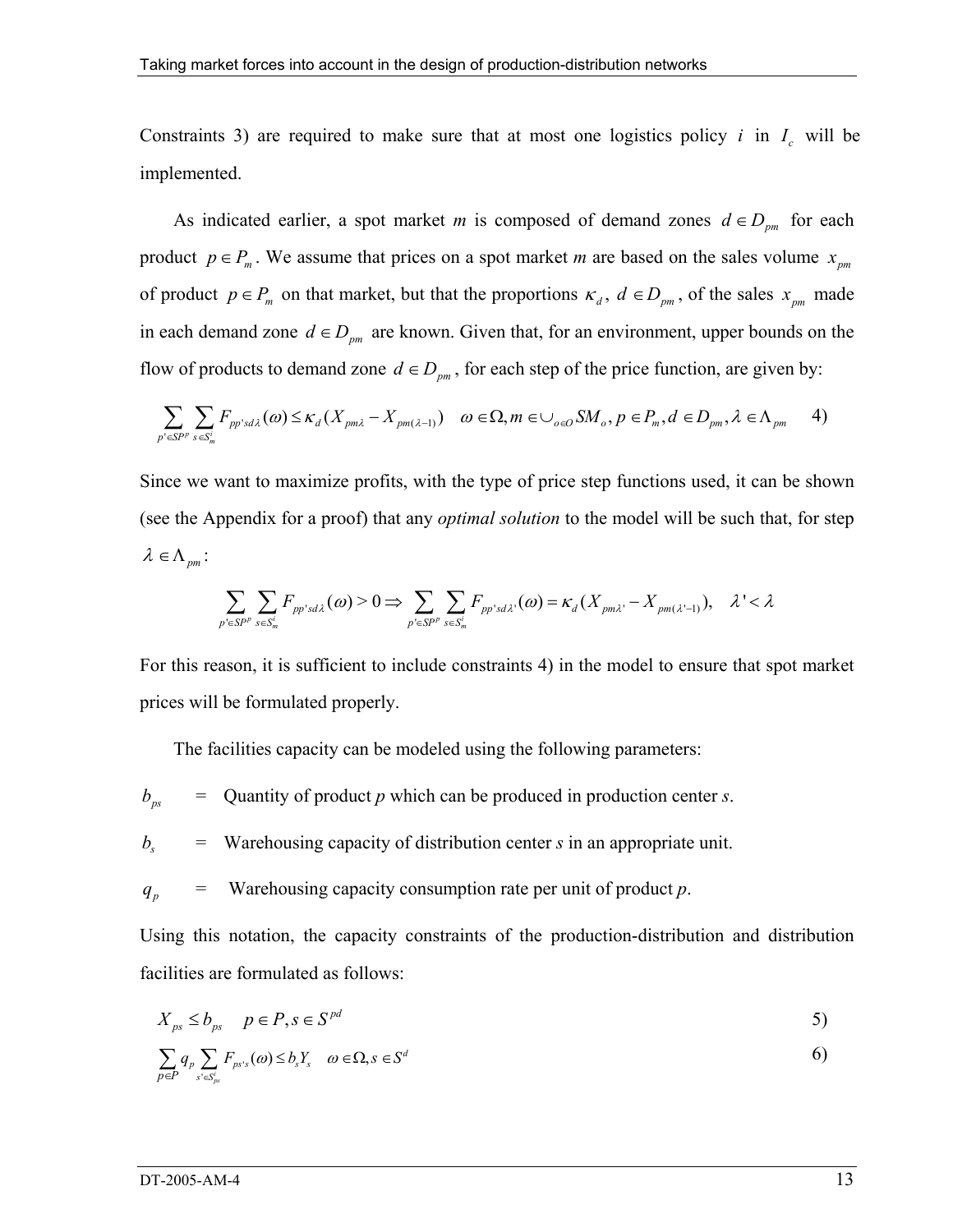Constraints 3) are required to make sure that at most one logistics policy $i$ in $I_c$ will be implemented.

As indicated earlier, a spot market $m$ is composed of demand zones $d \in D_{pm}$ for each product $p \in P_m$. We assume that prices on a spot market $m$ are based on the sales volume $x_{pm}$ of product $p \in P_m$ on that market, but that the proportions $\kappa_d$, $d \in D_{pm}$, of the sales $x_{pm}$ made in each demand zone $d \in D_{pm}$ are known. Given that, for an environment, upper bounds on the flow of products to demand zone $d \in D_{pm}$, for each step of the price function, are given by:

$$\sum_{p' \in SP^p} \sum_{s \in S_m^i} F_{pp'sd\lambda}(\omega) \leq \kappa_d (X_{pm\lambda} - X_{pm(\lambda-1)}) \quad \omega \in \Omega, m \in \cup_{o \in O} SM_o, p \in P_m, d \in D_{pm}, \lambda \in \Lambda_{pm} \qquad 4)$$

Since we want to maximize profits, with the type of price step functions used, it can be shown (see the Appendix for a proof) that any *optimal solution* to the model will be such that, for step $\lambda \in \Lambda_{pm}$:

$$\sum_{p' \in SP^p} \sum_{s \in S_m^i} F_{pp'sd\lambda}(\omega) > 0 \Rightarrow \sum_{p' \in SP^p} \sum_{s \in S_m^i} F_{pp'sd\lambda'}(\omega) = \kappa_d (X_{pm\lambda'} - X_{pm(\lambda'-1)}), \quad \lambda' < \lambda$$

For this reason, it is sufficient to include constraints 4) in the model to ensure that spot market prices will be formulated properly.

The facilities capacity can be modeled using the following parameters:

$b_{ps}$ = Quantity of product $p$ which can be produced in production center $s$.

$b_s$ = Warehousing capacity of distribution center $s$ in an appropriate unit.

$q_p$ = Warehousing capacity consumption rate per unit of product $p$.

Using this notation, the capacity constraints of the production-distribution and distribution facilities are formulated as follows:

$$X_{ps} \leq b_{ps} \quad p \in P, s \in S^{pd} \qquad 5)$$

$$\sum_{p \in P} q_p \sum_{s' \in S_{ps}^i} F_{ps's}(\omega) \leq b_s Y_s \quad \omega \in \Omega, s \in S^d \qquad 6)$$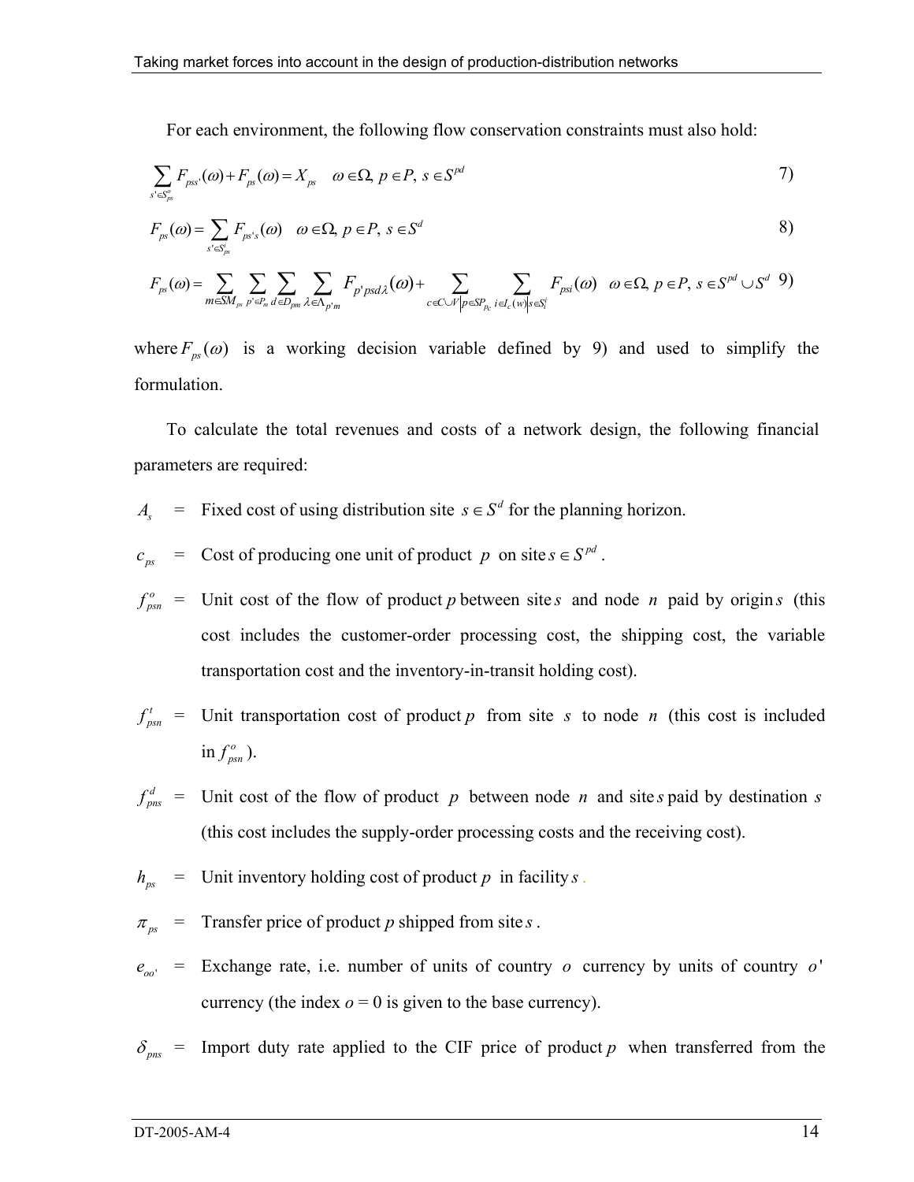For each environment, the following flow conservation constraints must also hold:

$$\sum_{s' \in S^o_{ps}} F_{pss'}(\omega) + F_{ps}(\omega) = X_{ps} \quad \omega \in \Omega,\ p \in P,\ s \in S^{pd} \tag{7}$$

$$F_{ps}(\omega) = \sum_{s' \in S^i_{ps}} F_{ps's}(\omega) \quad \omega \in \Omega,\ p \in P,\ s \in S^d \tag{8}$$

$$F_{ps}(\omega) = \sum_{m \in SM_{ps}} \sum_{p' \in P_m} \sum_{d \in D_{pm}} \sum_{\lambda \in \Lambda_{p'm}} F_{p'psd\lambda}(\omega) + \sum_{c \in C \cup V | p \in SP_{pc}} \sum_{i \in I_c(w) | s \in S^l_i} F_{psi}(\omega) \quad \omega \in \Omega,\ p \in P,\ s \in S^{pd} \cup S^d \tag{9}$$

where $F_{ps}(\omega)$ is a working decision variable defined by 9) and used to simplify the formulation.

To calculate the total revenues and costs of a network design, the following financial parameters are required:

- $A_s$ = Fixed cost of using distribution site $s \in S^d$ for the planning horizon.
- $c_{ps}$ = Cost of producing one unit of product $p$ on site $s \in S^{pd}$.
- $f^o_{psn}$ = Unit cost of the flow of product $p$ between site $s$ and node $n$ paid by origin $s$ (this cost includes the customer-order processing cost, the shipping cost, the variable transportation cost and the inventory-in-transit holding cost).
- $f^t_{psn}$ = Unit transportation cost of product $p$ from site $s$ to node $n$ (this cost is included in $f^o_{psn}$).
- $f^d_{pns}$ = Unit cost of the flow of product $p$ between node $n$ and site $s$ paid by destination $s$ (this cost includes the supply-order processing costs and the receiving cost).
- $h_{ps}$ = Unit inventory holding cost of product $p$ in facility $s$.
- $\pi_{ps}$ = Transfer price of product $p$ shipped from site $s$.
- $e_{oo'}$ = Exchange rate, i.e. number of units of country $o$ currency by units of country $o'$ currency (the index $o$ = 0 is given to the base currency).
- $\delta_{pns}$ = Import duty rate applied to the CIF price of product $p$ when transferred from the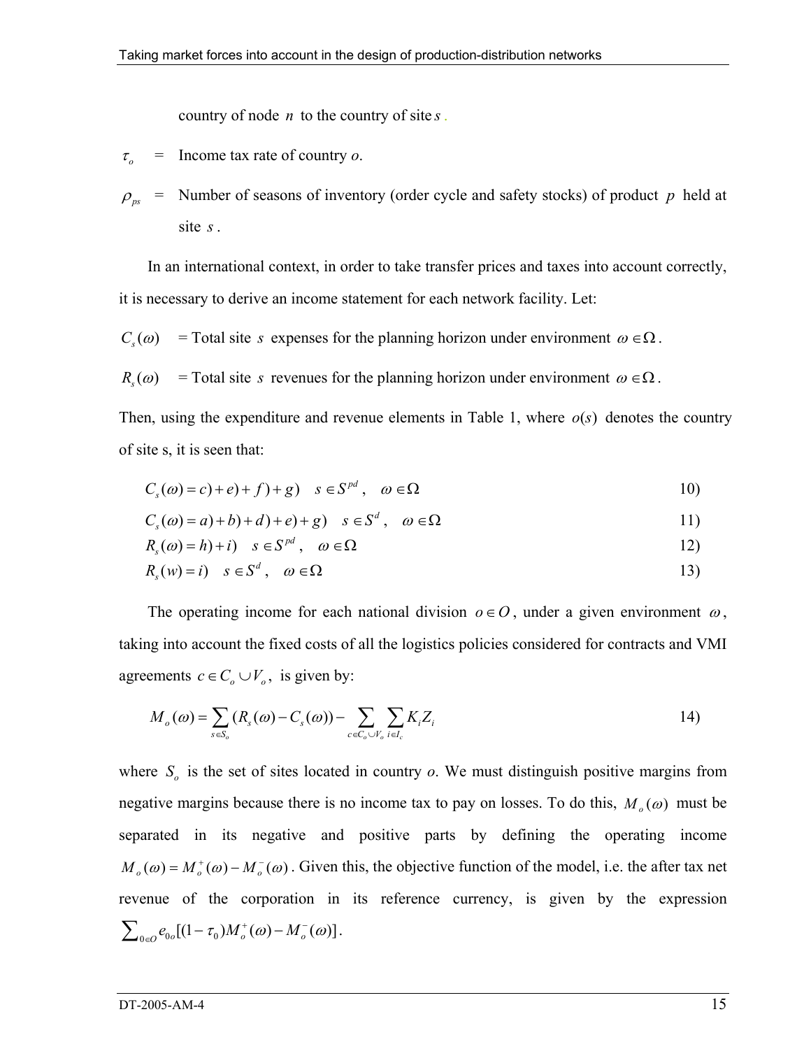country of node $n$ to the country of site $s$.

$\tau_o$ = Income tax rate of country *o*.

$\rho_{ps}$ = Number of seasons of inventory (order cycle and safety stocks) of product $p$ held at site $s$.

In an international context, in order to take transfer prices and taxes into account correctly, it is necessary to derive an income statement for each network facility. Let:

$C_s(\omega)$ = Total site $s$ expenses for the planning horizon under environment $\omega \in \Omega$.

$R_s(\omega)$ = Total site $s$ revenues for the planning horizon under environment $\omega \in \Omega$.

Then, using the expenditure and revenue elements in Table 1, where $o(s)$ denotes the country of site s, it is seen that:

$$C_s(\omega) = c) + e) + f) + g) \quad s \in S^{pd}, \quad \omega \in \Omega \tag{10}$$

$$C_s(\omega) = a) + b) + d) + e) + g) \quad s \in S^{d}, \quad \omega \in \Omega \tag{11}$$

$$R_s(\omega) = h) + i) \quad s \in S^{pd}, \quad \omega \in \Omega \tag{12}$$

$$R_s(w) = i) \quad s \in S^{d}, \quad \omega \in \Omega \tag{13}$$

The operating income for each national division $o \in O$, under a given environment $\omega$, taking into account the fixed costs of all the logistics policies considered for contracts and VMI agreements $c \in C_o \cup V_o$, is given by:

$$M_o(\omega) = \sum_{s \in S_o} (R_s(\omega) - C_s(\omega)) - \sum_{c \in C_o \cup V_o} \sum_{i \in I_c} K_i Z_i \tag{14}$$

where $S_o$ is the set of sites located in country *o*. We must distinguish positive margins from negative margins because there is no income tax to pay on losses. To do this, $M_o(\omega)$ must be separated in its negative and positive parts by defining the operating income $M_o(\omega) = M_o^+(\omega) - M_o^-(\omega)$. Given this, the objective function of the model, i.e. the after tax net revenue of the corporation in its reference currency, is given by the expression $\sum_{0 \in O} e_{0o}[(1-\tau_0)M_o^+(\omega) - M_o^-(\omega)]$.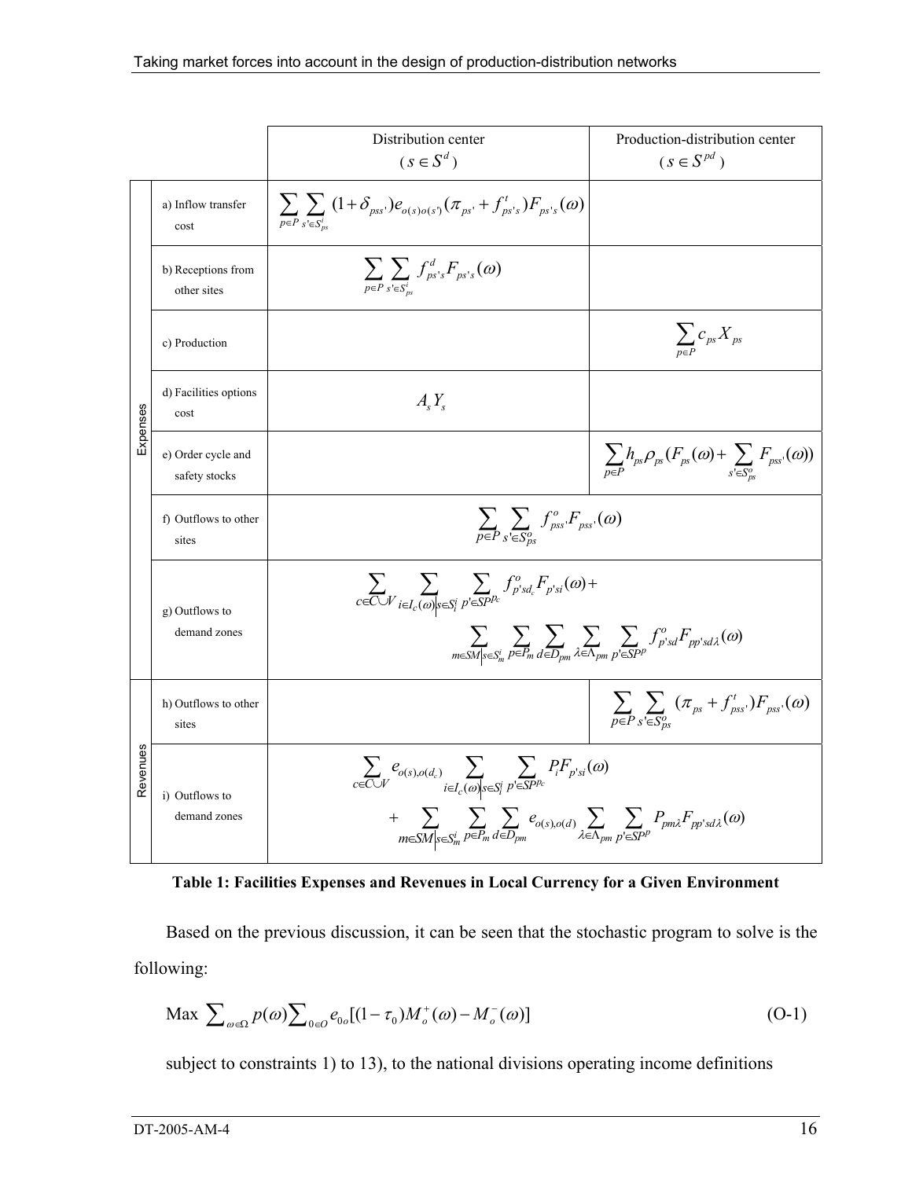| | | Distribution center ($s \in S^d$) | Production-distribution center ($s \in S^{pd}$) |
|---|---|---|---|
| Expenses | a) Inflow transfer cost | $\sum_{p \in P} \sum_{s' \in S^i_{ps}} (1+\delta_{pss'}) e_{o(s)o(s')} (\pi_{ps'} + f^t_{ps's}) F_{ps's}(\omega)$ | |
| | b) Receptions from other sites | $\sum_{p \in P} \sum_{s' \in S^i_{ps}} f^d_{ps's} F_{ps's}(\omega)$ | |
| | c) Production | | $\sum_{p \in P} c_{ps} X_{ps}$ |
| | d) Facilities options cost | $A_s Y_s$ | |
| | e) Order cycle and safety stocks | | $\sum_{p \in P} h_{ps} \rho_{ps} (F_{ps}(\omega) + \sum_{s' \in S^o_{ps}} F_{pss'}(\omega))$ |
| | f) Outflows to other sites | $\sum_{p \in P} \sum_{s' \in S^o_{ps}} f^o_{pss'} F_{pss'}(\omega)$ | |
| | g) Outflows to demand zones | $\sum_{c \in C \cup V} \sum_{i \in I_c(\omega) \mid s \in S^i_i} \sum_{p' \in SP^{p_c}} f^o_{p'sd_c} F_{p'si}(\omega) + \sum_{m \in SM \mid s \in S^i_m} \sum_{p \in P_m} \sum_{d \in D_{pm}} \sum_{\lambda \in \Lambda_{pm}} \sum_{p' \in SP^p} f^o_{p'sd} F_{pp'sd\lambda}(\omega)$ | |
| Revenues | h) Outflows to other sites | | $\sum_{p \in P} \sum_{s' \in S^o_{ps}} (\pi_{ps} + f^t_{pss'}) F_{pss'}(\omega)$ |
| | i) Outflows to demand zones | $\sum_{c \in C \cup V} e_{o(s),o(d_c)} \sum_{i \in I_c(\omega) \mid s \in S^i_i} \sum_{p' \in SP^{p_c}} P_i F_{p'si}(\omega) + \sum_{m \in SM \mid s \in S^i_m} \sum_{p \in P_m} \sum_{d \in D_{pm}} e_{o(s),o(d)} \sum_{\lambda \in \Lambda_{pm}} \sum_{p' \in SP^p} P_{pm\lambda} F_{pp'sd\lambda}(\omega)$ | |

**Table 1: Facilities Expenses and Revenues in Local Currency for a Given Environment**

Based on the previous discussion, it can be seen that the stochastic program to solve is the following:

$$\text{Max } \sum_{\omega \in \Omega} p(\omega) \sum_{0 \in O} e_{0_0 o} [(1-\tau_0) M^+_o(\omega) - M^-_o(\omega)] \qquad \text{(O-1)}$$

subject to constraints 1) to 13), to the national divisions operating income definitions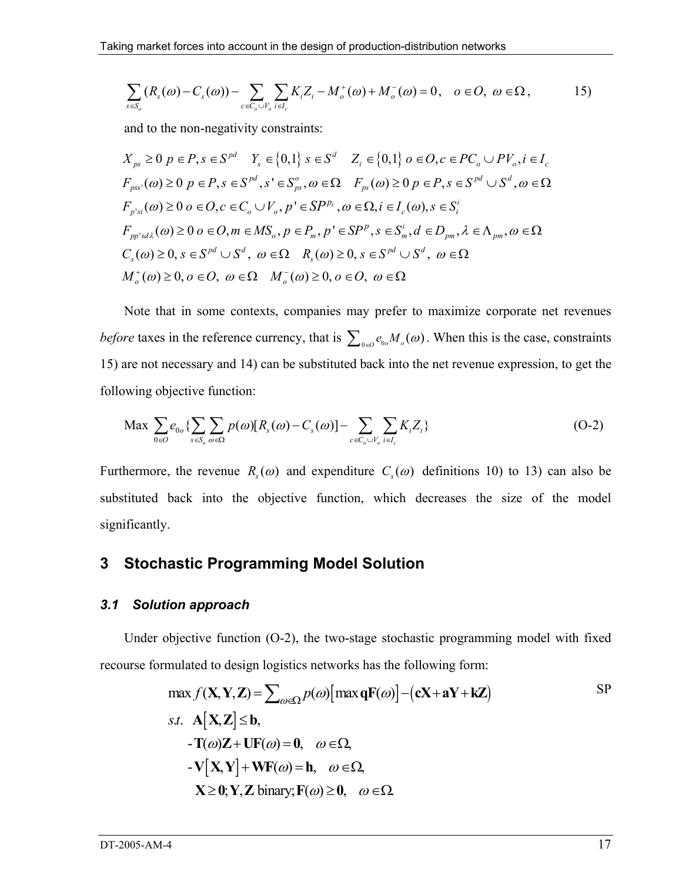$$\sum_{s \in S_o} (R_s(\omega) - C_s(\omega)) - \sum_{c \in C_o \cup V_o} \sum_{i \in I_c} K_i Z_i - M_o^+(\omega) + M_o^-(\omega) = 0, \quad o \in O, \ \omega \in \Omega, \tag{15)}$$

and to the non-negativity constraints:

$$X_{ps} \geq 0 \ p \in P, s \in S^{pd} \quad Y_s \in \{0,1\} \ s \in S^d \quad Z_i \in \{0,1\} \ o \in O, c \in PC_o \cup PV_o, i \in I_c$$

$$F_{pss'}(\omega) \geq 0 \ p \in P, s \in S^{pd}, s' \in S_{ps}^o, \omega \in \Omega \quad F_{ps}(\omega) \geq 0 \ p \in P, s \in S^{pd} \cup S^d, \omega \in \Omega$$

$$F_{p'si}(\omega) \geq 0 \ o \in O, c \in C_o \cup V_o, p' \in SP^{p_c}, \omega \in \Omega, i \in I_c(\omega), s \in S_i^i$$

$$F_{pp'sd\lambda}(\omega) \geq 0 \ o \in O, m \in MS_o, p \in P_m, p' \in SP^p, s \in S_m^i, d \in D_{pm}, \lambda \in \Lambda_{pm}, \omega \in \Omega$$

$$C_s(\omega) \geq 0, s \in S^{pd} \cup S^d, \ \omega \in \Omega \quad R_s(\omega) \geq 0, s \in S^{pd} \cup S^d, \ \omega \in \Omega$$

$$M_o^+(\omega) \geq 0, o \in O, \ \omega \in \Omega \quad M_o^-(\omega) \geq 0, o \in O, \ \omega \in \Omega$$

Note that in some contexts, companies may prefer to maximize corporate net revenues *before* taxes in the reference currency, that is $\sum_{0 \in O} e_{0o} M_o(\omega)$. When this is the case, constraints 15) are not necessary and 14) can be substituted back into the net revenue expression, to get the following objective function:

$$\text{Max} \ \sum_{0 \in O} e_{0o} \{ \sum_{s \in S_o} \sum_{\omega \in \Omega} p(\omega)[R_s(\omega) - C_s(\omega)] - \sum_{c \in C_o \cup V_o} \sum_{i \in I_c} K_i Z_i \} \tag{O-2}$$

Furthermore, the revenue $R_s(\omega)$ and expenditure $C_s(\omega)$ definitions 10) to 13) can also be substituted back into the objective function, which decreases the size of the model significantly.

# 3 Stochastic Programming Model Solution

## *3.1 Solution approach*

Under objective function (O-2), the two-stage stochastic programming model with fixed recourse formulated to design logistics networks has the following form:

$$\begin{aligned}
&\max f(\mathbf{X}, \mathbf{Y}, \mathbf{Z}) = \sum\nolimits_{\omega \in \Omega} p(\omega) \left[ \max \mathbf{qF}(\omega) \right] - \left( \mathbf{cX} + \mathbf{aY} + \mathbf{kZ} \right) \\
&s.t. \ \ \mathbf{A}\left[ \mathbf{X}, \mathbf{Z} \right] \leq \mathbf{b}, \\
&\quad -\mathbf{T}(\omega)\mathbf{Z} + \mathbf{UF}(\omega) = \mathbf{0}, \quad \omega \in \Omega, \\
&\quad -\mathbf{V}\left[ \mathbf{X}, \mathbf{Y} \right] + \mathbf{WF}(\omega) = \mathbf{h}, \quad \omega \in \Omega, \\
&\quad \mathbf{X} \geq \mathbf{0}; \mathbf{Y}, \mathbf{Z} \text{ binary}; \mathbf{F}(\omega) \geq \mathbf{0}, \quad \omega \in \Omega.
\end{aligned} \tag{SP}$$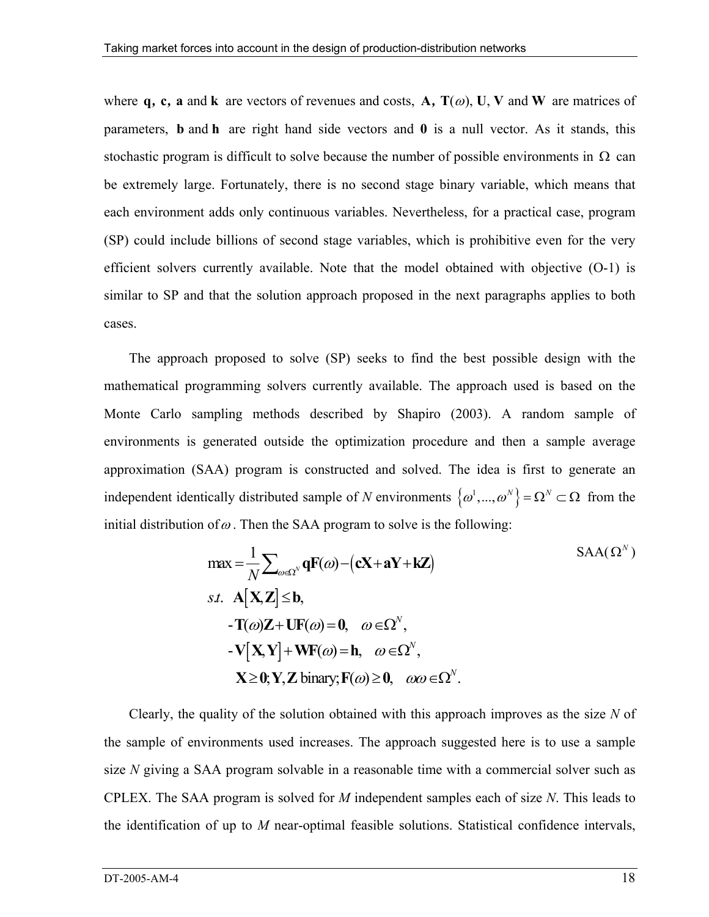where $\mathbf{q}$, $\mathbf{c}$, $\mathbf{a}$ and $\mathbf{k}$ are vectors of revenues and costs, $\mathbf{A}$, $\mathbf{T}(\omega)$, $\mathbf{U}$, $\mathbf{V}$ and $\mathbf{W}$ are matrices of parameters, $\mathbf{b}$ and $\mathbf{h}$ are right hand side vectors and $\mathbf{0}$ is a null vector. As it stands, this stochastic program is difficult to solve because the number of possible environments in $\Omega$ can be extremely large. Fortunately, there is no second stage binary variable, which means that each environment adds only continuous variables. Nevertheless, for a practical case, program (SP) could include billions of second stage variables, which is prohibitive even for the very efficient solvers currently available. Note that the model obtained with objective (O-1) is similar to SP and that the solution approach proposed in the next paragraphs applies to both cases.

The approach proposed to solve (SP) seeks to find the best possible design with the mathematical programming solvers currently available. The approach used is based on the Monte Carlo sampling methods described by Shapiro (2003). A random sample of environments is generated outside the optimization procedure and then a sample average approximation (SAA) program is constructed and solved. The idea is first to generate an independent identically distributed sample of *N* environments $\{\omega^1, ..., \omega^N\} = \Omega^N \subset \Omega$ from the initial distribution of $\omega$. Then the SAA program to solve is the following:

$$
\begin{aligned}
&\max = \frac{1}{N}\sum_{\omega \in \Omega^N} \mathbf{qF}(\omega) - \left(\mathbf{cX} + \mathbf{aY} + \mathbf{kZ}\right) && \text{SAA}(\Omega^N) \\
&s.t.\ \ \mathbf{A}\left[\mathbf{X}, \mathbf{Z}\right] \leq \mathbf{b}, \\
&\quad -\mathbf{T}(\omega)\mathbf{Z} + \mathbf{UF}(\omega) = \mathbf{0}, \quad \omega \in \Omega^N, \\
&\quad -\mathbf{V}\left[\mathbf{X}, \mathbf{Y}\right] + \mathbf{WF}(\omega) = \mathbf{h}, \quad \omega \in \Omega^N, \\
&\quad \mathbf{X} \geq \mathbf{0}; \mathbf{Y}, \mathbf{Z} \text{ binary}; \mathbf{F}(\omega) \geq \mathbf{0}, \quad \omega\omega \in \Omega^N.
\end{aligned}
$$

Clearly, the quality of the solution obtained with this approach improves as the size *N* of the sample of environments used increases. The approach suggested here is to use a sample size *N* giving a SAA program solvable in a reasonable time with a commercial solver such as CPLEX. The SAA program is solved for *M* independent samples each of size *N*. This leads to the identification of up to *M* near-optimal feasible solutions. Statistical confidence intervals,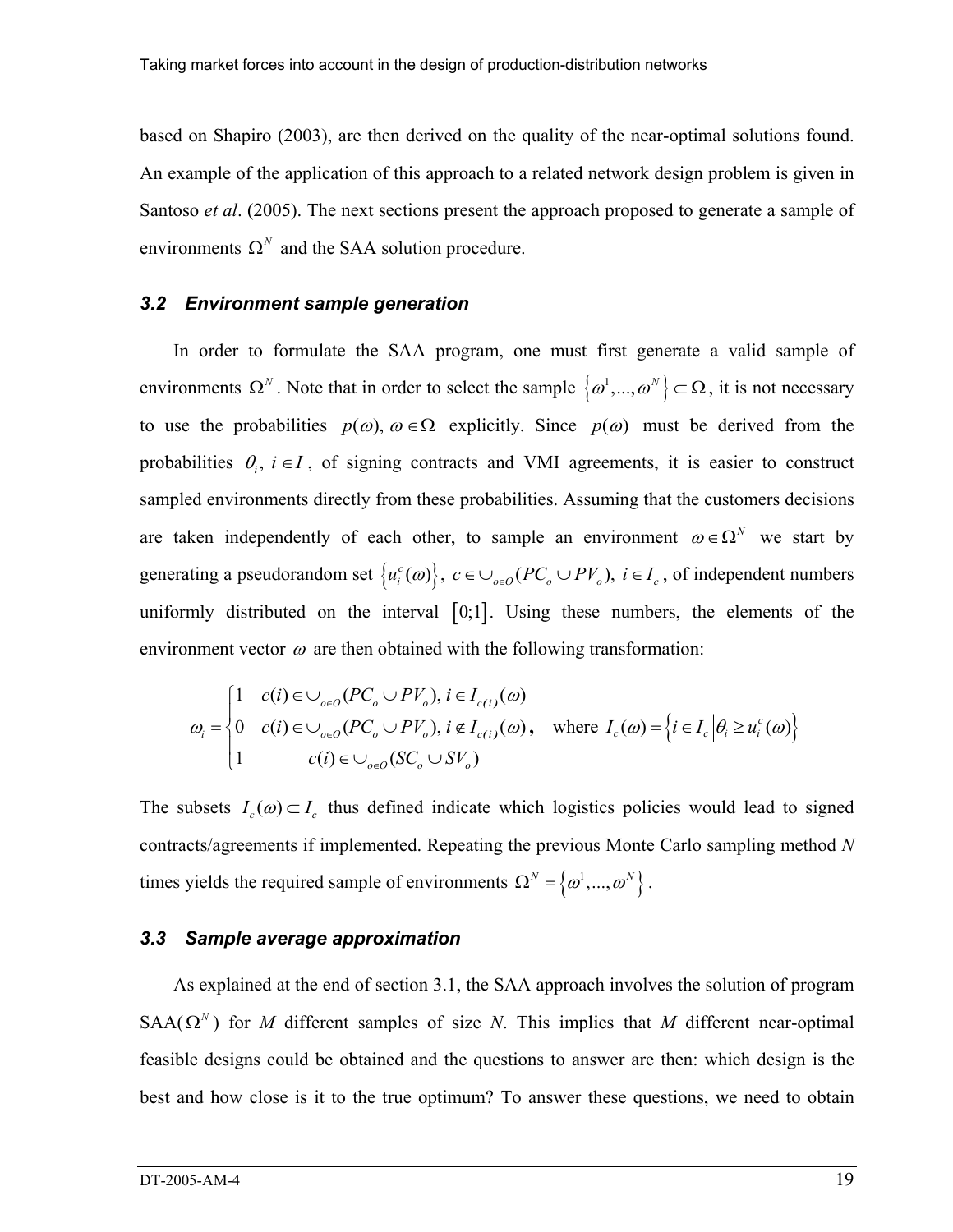based on Shapiro (2003), are then derived on the quality of the near-optimal solutions found. An example of the application of this approach to a related network design problem is given in Santoso *et al*. (2005). The next sections present the approach proposed to generate a sample of environments $\Omega^N$ and the SAA solution procedure.

### *3.2 Environment sample generation*

In order to formulate the SAA program, one must first generate a valid sample of environments $\Omega^N$. Note that in order to select the sample $\{\omega^1,...,\omega^N\} \subset \Omega$, it is not necessary to use the probabilities $p(\omega),\ \omega \in \Omega$ explicitly. Since $p(\omega)$ must be derived from the probabilities $\theta_i,\ i \in I$, of signing contracts and VMI agreements, it is easier to construct sampled environments directly from these probabilities. Assuming that the customers decisions are taken independently of each other, to sample an environment $\omega \in \Omega^N$ we start by generating a pseudorandom set $\{u_i^c(\omega)\},\ c \in \cup_{o\in O}(PC_o \cup PV_o),\ i \in I_c$, of independent numbers uniformly distributed on the interval $[0;1]$. Using these numbers, the elements of the environment vector $\omega$ are then obtained with the following transformation:

$$
\omega_i = \begin{cases} 1 & c(i) \in \cup_{o\in O}(PC_o \cup PV_o),\ i \in I_{c(i)}(\omega) \\ 0 & c(i) \in \cup_{o\in O}(PC_o \cup PV_o),\ i \notin I_{c(i)}(\omega) \\ 1 & \qquad c(i) \in \cup_{o\in O}(SC_o \cup SV_o) \end{cases}, \quad \text{where } I_c(\omega) = \left\{ i \in I_c \,\middle|\, \theta_i \geq u_i^c(\omega) \right\}
$$

The subsets $I_c(\omega) \subset I_c$ thus defined indicate which logistics policies would lead to signed contracts/agreements if implemented. Repeating the previous Monte Carlo sampling method *N* times yields the required sample of environments $\Omega^N = \{\omega^1,...,\omega^N\}$.

### *3.3 Sample average approximation*

As explained at the end of section 3.1, the SAA approach involves the solution of program SAA($\Omega^N$) for *M* different samples of size *N*. This implies that *M* different near-optimal feasible designs could be obtained and the questions to answer are then: which design is the best and how close is it to the true optimum? To answer these questions, we need to obtain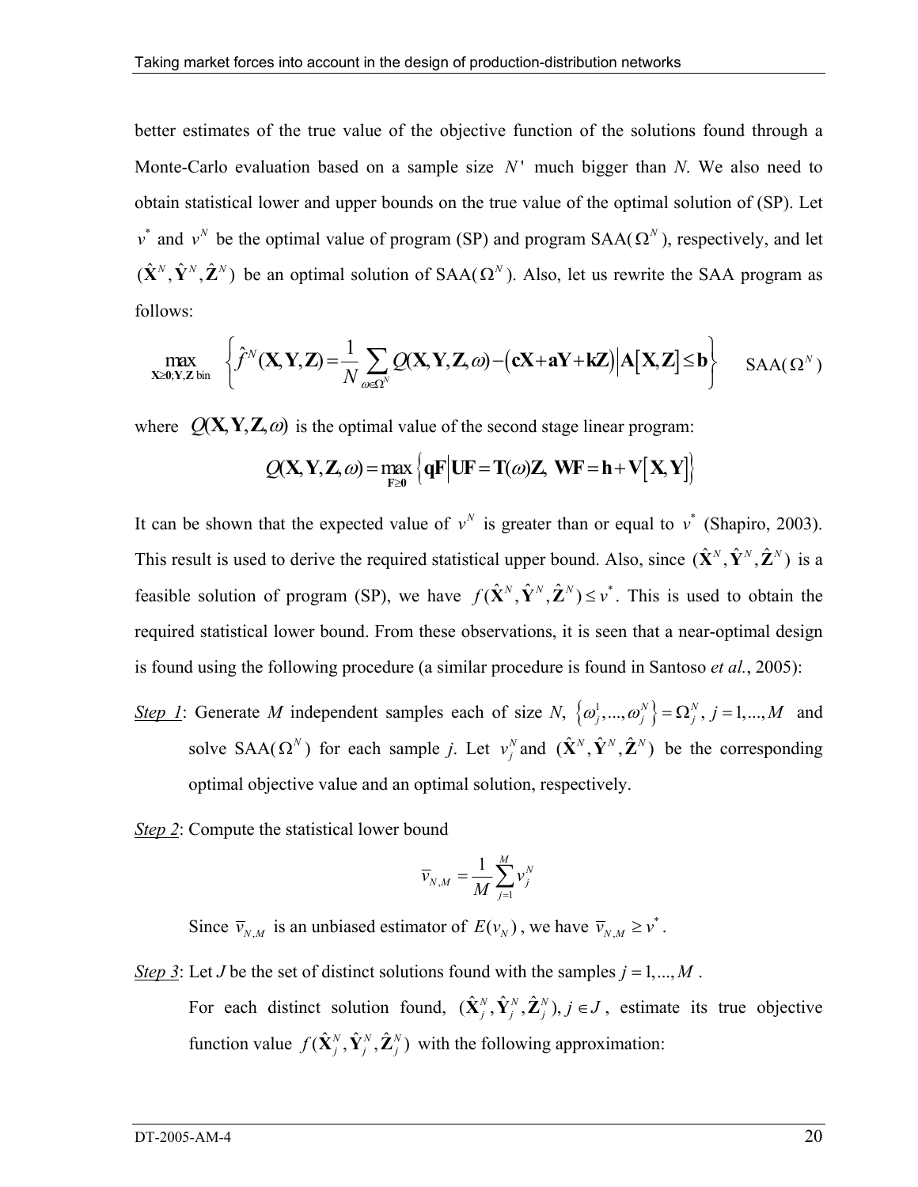better estimates of the true value of the objective function of the solutions found through a Monte-Carlo evaluation based on a sample size $N'$ much bigger than $N$. We also need to obtain statistical lower and upper bounds on the true value of the optimal solution of (SP). Let $v^*$ and $v^N$ be the optimal value of program (SP) and program SAA($\Omega^N$), respectively, and let $(\hat{\mathbf{X}}^N, \hat{\mathbf{Y}}^N, \hat{\mathbf{Z}}^N)$ be an optimal solution of SAA($\Omega^N$). Also, let us rewrite the SAA program as follows:

$$\max_{\mathbf{X} \geq \mathbf{0}; \mathbf{Y}, \mathbf{Z} \text{ bin}} \left\{ \hat{f}^N(\mathbf{X}, \mathbf{Y}, \mathbf{Z}) = \frac{1}{N} \sum_{\omega \in \Omega^N} Q(\mathbf{X}, \mathbf{Y}, \mathbf{Z}, \omega) - (\mathbf{cX} + \mathbf{aY} + \mathbf{kZ}) \middle| \mathbf{A}[\mathbf{X}, \mathbf{Z}] \leq \mathbf{b} \right\} \qquad \text{SAA}(\Omega^N)$$

where $Q(\mathbf{X}, \mathbf{Y}, \mathbf{Z}, \omega)$ is the optimal value of the second stage linear program:

$$Q(\mathbf{X}, \mathbf{Y}, \mathbf{Z}, \omega) = \max_{\mathbf{F} \geq \mathbf{0}} \left\{ \mathbf{qF} \middle| \mathbf{UF} = \mathbf{T}(\omega)\mathbf{Z},\ \mathbf{WF} = \mathbf{h} + \mathbf{V}[\mathbf{X}, \mathbf{Y}] \right\}$$

It can be shown that the expected value of $v^N$ is greater than or equal to $v^*$ (Shapiro, 2003). This result is used to derive the required statistical upper bound. Also, since $(\hat{\mathbf{X}}^N, \hat{\mathbf{Y}}^N, \hat{\mathbf{Z}}^N)$ is a feasible solution of program (SP), we have $f(\hat{\mathbf{X}}^N, \hat{\mathbf{Y}}^N, \hat{\mathbf{Z}}^N) \leq v^*$. This is used to obtain the required statistical lower bound. From these observations, it is seen that a near-optimal design is found using the following procedure (a similar procedure is found in Santoso *et al.*, 2005):

*Step 1*: Generate $M$ independent samples each of size $N$, $\{\omega_j^1, ..., \omega_j^N\} = \Omega_j^N$, $j = 1, ..., M$ and solve SAA($\Omega^N$) for each sample $j$. Let $v_j^N$ and $(\hat{\mathbf{X}}^N, \hat{\mathbf{Y}}^N, \hat{\mathbf{Z}}^N)$ be the corresponding optimal objective value and an optimal solution, respectively.

*Step 2*: Compute the statistical lower bound

$$\overline{v}_{N,M} = \frac{1}{M} \sum_{j=1}^{M} v_j^N$$

Since $\overline{v}_{N,M}$ is an unbiased estimator of $E(v_N)$, we have $\overline{v}_{N,M} \geq v^*$.

*Step 3*: Let $J$ be the set of distinct solutions found with the samples $j = 1, ..., M$.

For each distinct solution found, $(\hat{\mathbf{X}}_j^N, \hat{\mathbf{Y}}_j^N, \hat{\mathbf{Z}}_j^N), j \in J$, estimate its true objective function value $f(\hat{\mathbf{X}}_j^N, \hat{\mathbf{Y}}_j^N, \hat{\mathbf{Z}}_j^N)$ with the following approximation: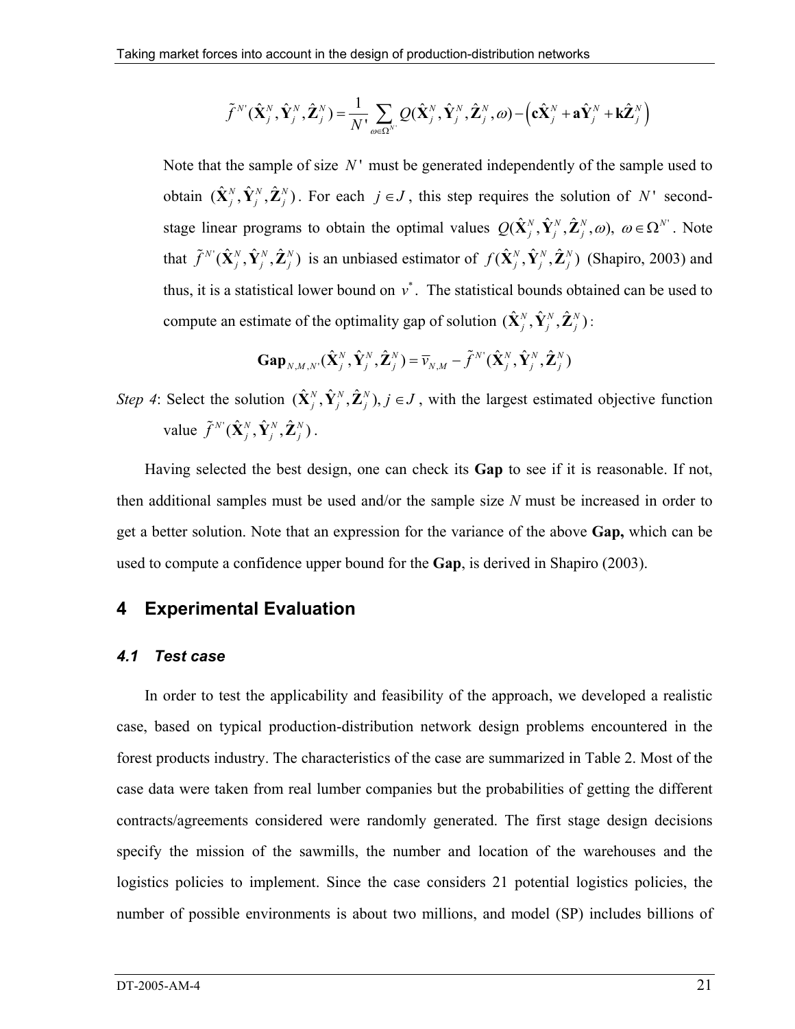$$\tilde{f}^{N'}(\hat{\mathbf{X}}_j^N, \hat{\mathbf{Y}}_j^N, \hat{\mathbf{Z}}_j^N) = \frac{1}{N'} \sum_{\omega \in \Omega^{N'}} Q(\hat{\mathbf{X}}_j^N, \hat{\mathbf{Y}}_j^N, \hat{\mathbf{Z}}_j^N, \omega) - \left( \mathbf{c}\hat{\mathbf{X}}_j^N + \mathbf{a}\hat{\mathbf{Y}}_j^N + \mathbf{k}\hat{\mathbf{Z}}_j^N \right)$$

Note that the sample of size $N'$ must be generated independently of the sample used to obtain $(\hat{\mathbf{X}}_j^N, \hat{\mathbf{Y}}_j^N, \hat{\mathbf{Z}}_j^N)$. For each $j \in J$, this step requires the solution of $N'$ second-stage linear programs to obtain the optimal values $Q(\hat{\mathbf{X}}_j^N, \hat{\mathbf{Y}}_j^N, \hat{\mathbf{Z}}_j^N, \omega),\ \omega \in \Omega^{N'}$. Note that $\tilde{f}^{N'}(\hat{\mathbf{X}}_j^N, \hat{\mathbf{Y}}_j^N, \hat{\mathbf{Z}}_j^N)$ is an unbiased estimator of $f(\hat{\mathbf{X}}_j^N, \hat{\mathbf{Y}}_j^N, \hat{\mathbf{Z}}_j^N)$ (Shapiro, 2003) and thus, it is a statistical lower bound on $v^*$. The statistical bounds obtained can be used to compute an estimate of the optimality gap of solution $(\hat{\mathbf{X}}_j^N, \hat{\mathbf{Y}}_j^N, \hat{\mathbf{Z}}_j^N)$:

$$\mathbf{Gap}_{N,M,N'}(\hat{\mathbf{X}}_j^N, \hat{\mathbf{Y}}_j^N, \hat{\mathbf{Z}}_j^N) = \overline{v}_{N,M} - \tilde{f}^{N'}(\hat{\mathbf{X}}_j^N, \hat{\mathbf{Y}}_j^N, \hat{\mathbf{Z}}_j^N)$$

*Step 4*: Select the solution $(\hat{\mathbf{X}}_j^N, \hat{\mathbf{Y}}_j^N, \hat{\mathbf{Z}}_j^N),\ j \in J$, with the largest estimated objective function value $\tilde{f}^{N'}(\hat{\mathbf{X}}_j^N, \hat{\mathbf{Y}}_j^N, \hat{\mathbf{Z}}_j^N)$.

Having selected the best design, one can check its **Gap** to see if it is reasonable. If not, then additional samples must be used and/or the sample size *N* must be increased in order to get a better solution. Note that an expression for the variance of the above **Gap,** which can be used to compute a confidence upper bound for the **Gap**, is derived in Shapiro (2003).

## 4 Experimental Evaluation

### *4.1 Test case*

In order to test the applicability and feasibility of the approach, we developed a realistic case, based on typical production-distribution network design problems encountered in the forest products industry. The characteristics of the case are summarized in Table 2. Most of the case data were taken from real lumber companies but the probabilities of getting the different contracts/agreements considered were randomly generated. The first stage design decisions specify the mission of the sawmills, the number and location of the warehouses and the logistics policies to implement. Since the case considers 21 potential logistics policies, the number of possible environments is about two millions, and model (SP) includes billions of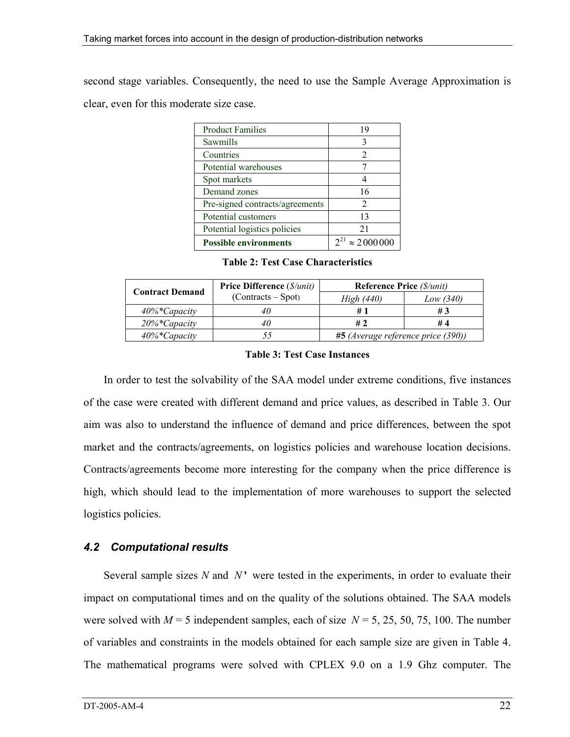second stage variables. Consequently, the need to use the Sample Average Approximation is clear, even for this moderate size case.

| Product Families | 19 |
|---|---|
| Sawmills | 3 |
| Countries | 2 |
| Potential warehouses | 7 |
| Spot markets | 4 |
| Demand zones | 16 |
| Pre-signed contracts/agreements | 2 |
| Potential customers | 13 |
| Potential logistics policies | 21 |
| **Possible environments** | $2^{21} \approx 2\,000\,000$ |

**Table 2: Test Case Characteristics**

| Contract Demand | Price Difference (*$/unit*) (Contracts – Spot) | Reference Price *($/unit)* | |
|---|---|---|---|
| | | *High (440)* | *Low (340)* |
| *40%\*Capacity* | *40* | **# 1** | **# 3** |
| *20%\*Capacity* | *40* | **# 2** | **# 4** |
| *40%\*Capacity* | *55* | **#5** *(Average reference price (390))* | |

**Table 3: Test Case Instances**

In order to test the solvability of the SAA model under extreme conditions, five instances of the case were created with different demand and price values, as described in Table 3. Our aim was also to understand the influence of demand and price differences, between the spot market and the contracts/agreements, on logistics policies and warehouse location decisions. Contracts/agreements become more interesting for the company when the price difference is high, which should lead to the implementation of more warehouses to support the selected logistics policies.

### *4.2 Computational results*

Several sample sizes $N$ and $N'$ were tested in the experiments, in order to evaluate their impact on computational times and on the quality of the solutions obtained. The SAA models were solved with $M$ = 5 independent samples, each of size $N$ = 5, 25, 50, 75, 100. The number of variables and constraints in the models obtained for each sample size are given in Table 4. The mathematical programs were solved with CPLEX 9.0 on a 1.9 Ghz computer. The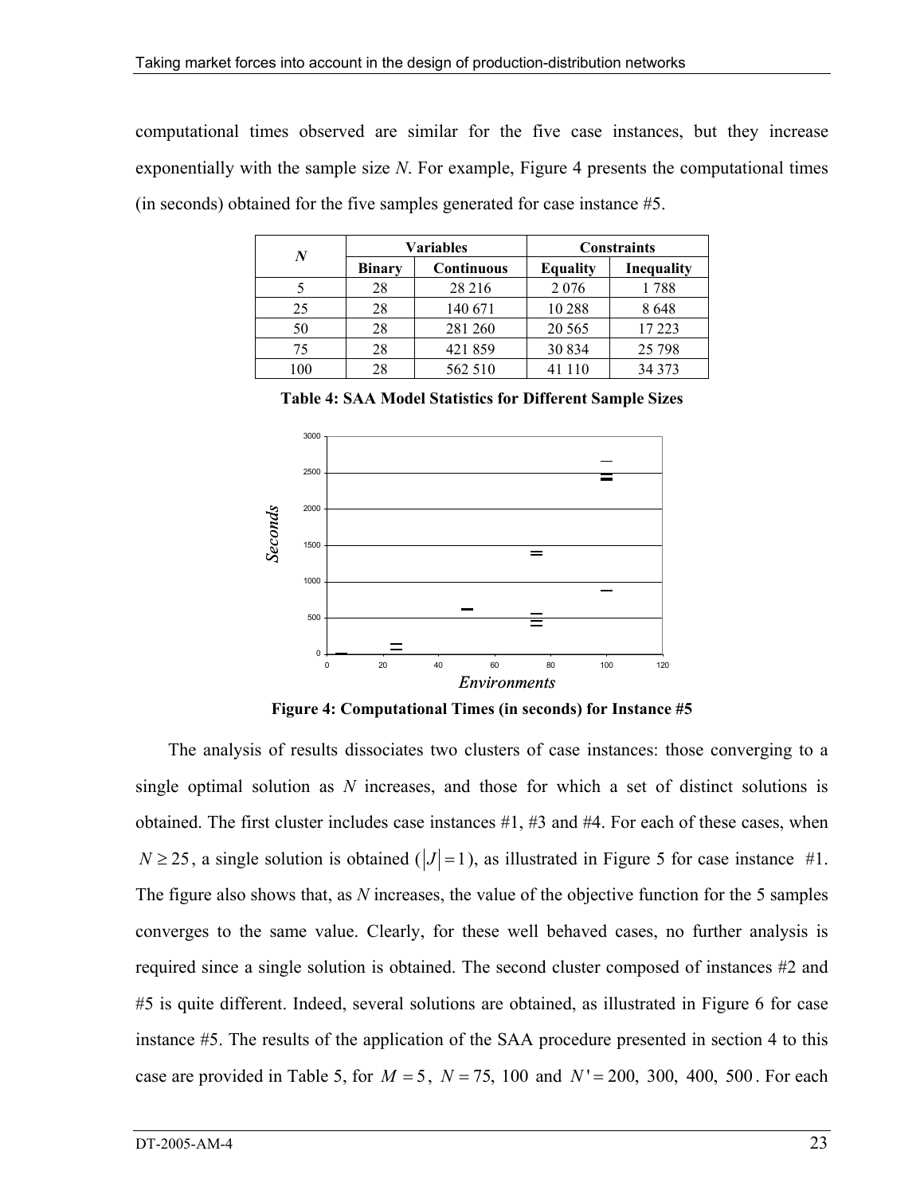computational times observed are similar for the five case instances, but they increase exponentially with the sample size *N*. For example, Figure 4 presents the computational times (in seconds) obtained for the five samples generated for case instance #5.

| *N* | Variables | | Constraints | |
|---|---|---|---|---|
| | Binary | Continuous | Equality | Inequality |
| 5 | 28 | 28 216 | 2 076 | 1 788 |
| 25 | 28 | 140 671 | 10 288 | 8 648 |
| 50 | 28 | 281 260 | 20 565 | 17 223 |
| 75 | 28 | 421 859 | 30 834 | 25 798 |
| 100 | 28 | 562 510 | 41 110 | 34 373 |

**Table 4: SAA Model Statistics for Different Sample Sizes**

**Figure 4: Computational Times (in seconds) for Instance #5**

The analysis of results dissociates two clusters of case instances: those converging to a single optimal solution as *N* increases, and those for which a set of distinct solutions is obtained. The first cluster includes case instances #1, #3 and #4. For each of these cases, when $N \geq 25$, a single solution is obtained ($|J| = 1$), as illustrated in Figure 5 for case instance #1. The figure also shows that, as *N* increases, the value of the objective function for the 5 samples converges to the same value. Clearly, for these well behaved cases, no further analysis is required since a single solution is obtained. The second cluster composed of instances #2 and #5 is quite different. Indeed, several solutions are obtained, as illustrated in Figure 6 for case instance #5. The results of the application of the SAA procedure presented in section 4 to this case are provided in Table 5, for $M = 5$, $N = 75$, 100 and $N' = 200,\ 300,\ 400,\ 500$. For each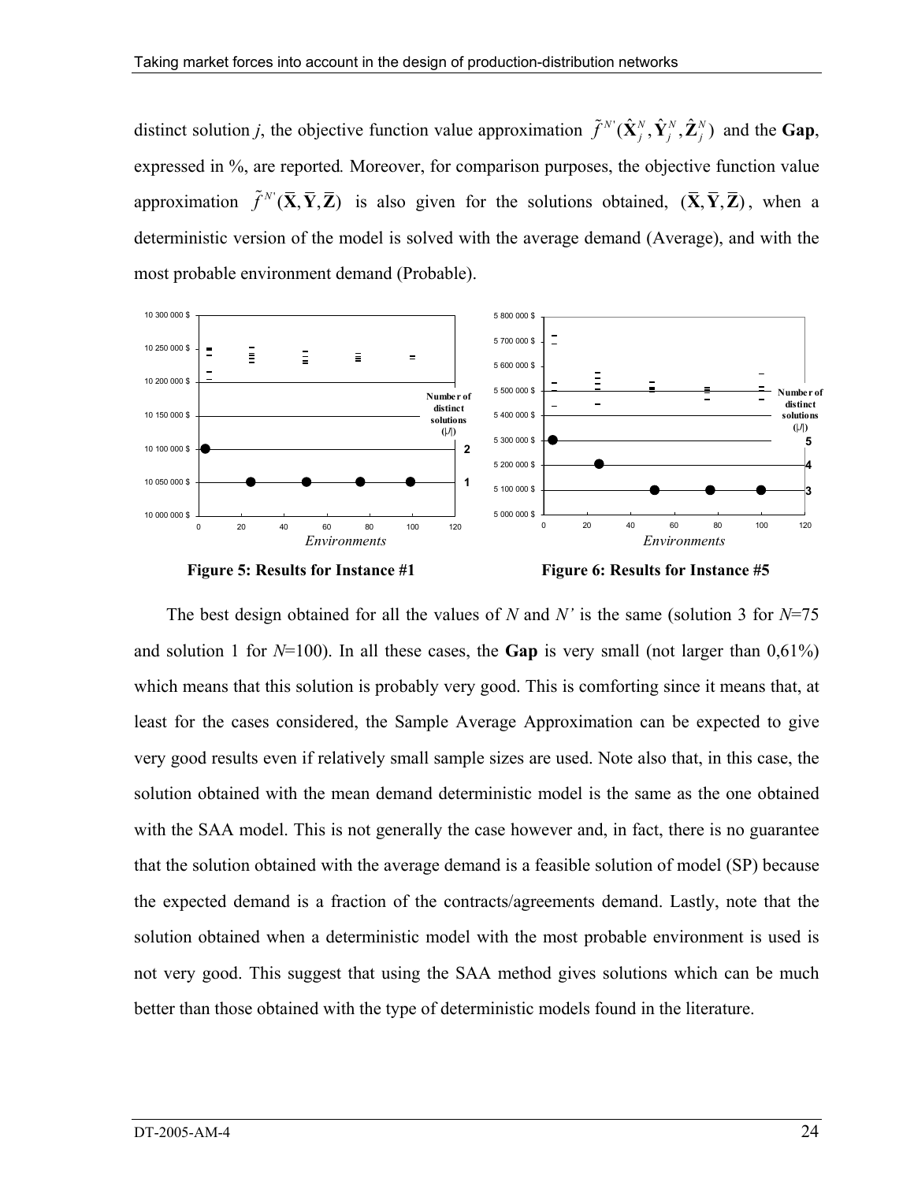distinct solution $j$, the objective function value approximation $\tilde{f}^{N'}(\hat{\mathbf{X}}_j^N, \hat{\mathbf{Y}}_j^N, \hat{\mathbf{Z}}_j^N)$ and the **Gap**, expressed in %, are reported. Moreover, for comparison purposes, the objective function value approximation $\tilde{f}^{N'}(\overline{\mathbf{X}}, \overline{\mathbf{Y}}, \overline{\mathbf{Z}})$ is also given for the solutions obtained, $(\overline{\mathbf{X}}, \overline{\mathbf{Y}}, \overline{\mathbf{Z}})$, when a deterministic version of the model is solved with the average demand (Average), and with the most probable environment demand (Probable).

**Figure 5: Results for Instance #1**

**Figure 6: Results for Instance #5**

The best design obtained for all the values of $N$ and $N'$ is the same (solution 3 for $N$=75 and solution 1 for $N$=100). In all these cases, the **Gap** is very small (not larger than 0,61%) which means that this solution is probably very good. This is comforting since it means that, at least for the cases considered, the Sample Average Approximation can be expected to give very good results even if relatively small sample sizes are used. Note also that, in this case, the solution obtained with the mean demand deterministic model is the same as the one obtained with the SAA model. This is not generally the case however and, in fact, there is no guarantee that the solution obtained with the average demand is a feasible solution of model (SP) because the expected demand is a fraction of the contracts/agreements demand. Lastly, note that the solution obtained when a deterministic model with the most probable environment is used is not very good. This suggest that using the SAA method gives solutions which can be much better than those obtained with the type of deterministic models found in the literature.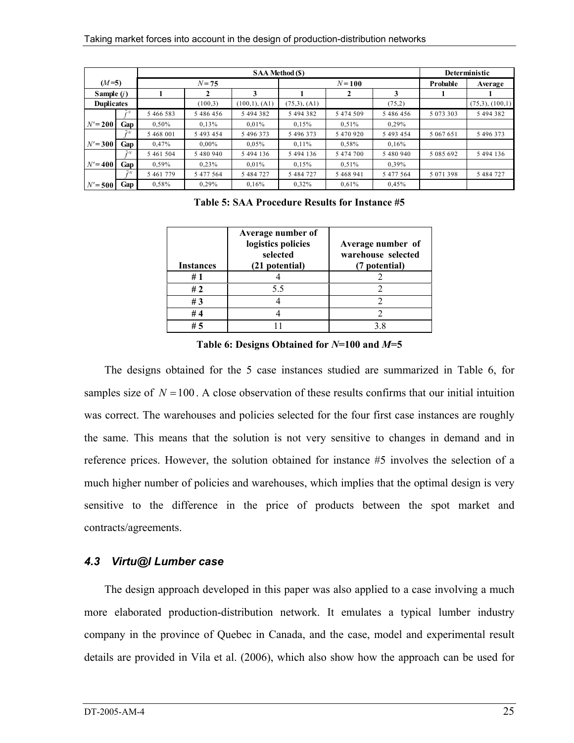| $(M=5)$ | | SAA Method ($) | | | | | | Deterministic | |
|---|---|---|---|---|---|---|---|---|---|
| | | $N=75$ | | | $N=100$ | | | Probable | Average |
| Sample ($j$) | | 1 | 2 | 3 | 1 | 2 | 3 | 1 | 1 |
| Duplicates | | | (100,3) | (100,1), (A1) | (75,3), (A1) | | (75,2) | | (75,3), (100,1) |
| $N'=200$ | $\tilde{f}^N$ | 5 466 583 | 5 486 456 | 5 494 382 | 5 494 382 | 5 474 509 | 5 486 456 | 5 073 303 | 5 494 382 |
| | Gap | 0,50% | 0,13% | 0,01% | 0,15% | 0,51% | 0,29% | | |
| $N'=300$ | $\tilde{f}^N$ | 5 468 001 | 5 493 454 | 5 496 373 | 5 496 373 | 5 470 920 | 5 493 454 | 5 067 651 | 5 496 373 |
| | Gap | 0,47% | 0,00% | 0,05% | 0,11% | 0,58% | 0,16% | | |
| $N'=400$ | $\tilde{f}^N$ | 5 461 504 | 5 480 940 | 5 494 136 | 5 494 136 | 5 474 700 | 5 480 940 | 5 085 692 | 5 494 136 |
| | Gap | 0,59% | 0,23% | 0,01% | 0,15% | 0,51% | 0,39% | | |
| $N'=500$ | $\tilde{f}^N$ | 5 461 779 | 5 477 564 | 5 484 727 | 5 484 727 | 5 468 941 | 5 477 564 | 5 071 398 | 5 484 727 |
| | Gap | 0,58% | 0,29% | 0,16% | 0,32% | 0,61% | 0,45% | | |

**Table 5: SAA Procedure Results for Instance #5**

| Instances | Average number of logistics policies selected (21 potential) | Average number of warehouse selected (7 potential) |
|---|---|---|
| # 1 | 4 | 2 |
| # 2 | 5.5 | 2 |
| # 3 | 4 | 2 |
| # 4 | 4 | 2 |
| # 5 | 11 | 3.8 |

**Table 6: Designs Obtained for *N*=100 and *M*=5**

The designs obtained for the 5 case instances studied are summarized in Table 6, for samples size of $N = 100$. A close observation of these results confirms that our initial intuition was correct. The warehouses and policies selected for the four first case instances are roughly the same. This means that the solution is not very sensitive to changes in demand and in reference prices. However, the solution obtained for instance #5 involves the selection of a much higher number of policies and warehouses, which implies that the optimal design is very sensitive to the difference in the price of products between the spot market and contracts/agreements.

### *4.3 Virtu@l Lumber case*

The design approach developed in this paper was also applied to a case involving a much more elaborated production-distribution network. It emulates a typical lumber industry company in the province of Quebec in Canada, and the case, model and experimental result details are provided in Vila et al. (2006), which also show how the approach can be used for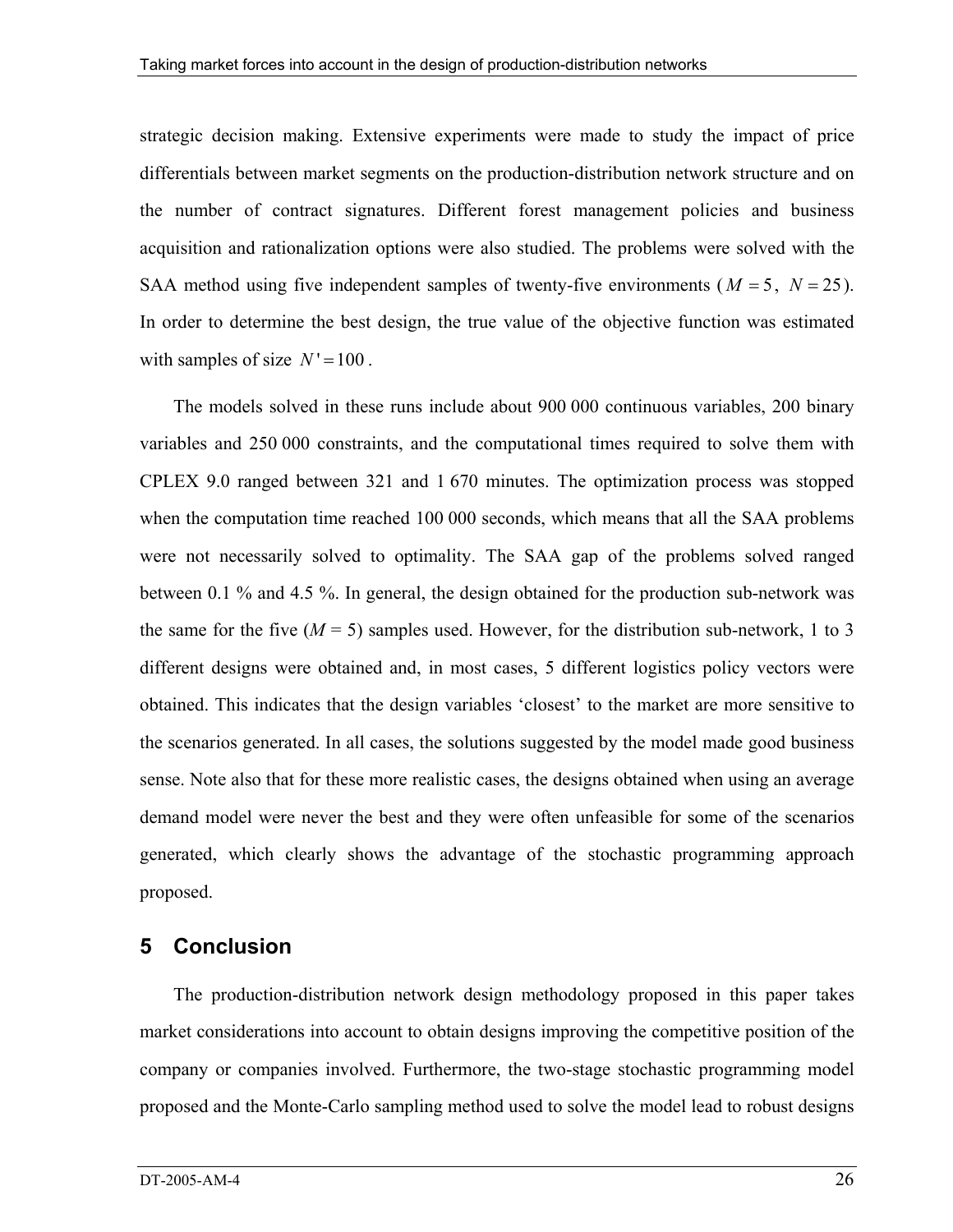strategic decision making. Extensive experiments were made to study the impact of price differentials between market segments on the production-distribution network structure and on the number of contract signatures. Different forest management policies and business acquisition and rationalization options were also studied. The problems were solved with the SAA method using five independent samples of twenty-five environments ($M = 5$, $N = 25$). In order to determine the best design, the true value of the objective function was estimated with samples of size $N' = 100$.

The models solved in these runs include about 900 000 continuous variables, 200 binary variables and 250 000 constraints, and the computational times required to solve them with CPLEX 9.0 ranged between 321 and 1 670 minutes. The optimization process was stopped when the computation time reached 100 000 seconds, which means that all the SAA problems were not necessarily solved to optimality. The SAA gap of the problems solved ranged between 0.1 % and 4.5 %. In general, the design obtained for the production sub-network was the same for the five ($M$ = 5) samples used. However, for the distribution sub-network, 1 to 3 different designs were obtained and, in most cases, 5 different logistics policy vectors were obtained. This indicates that the design variables 'closest' to the market are more sensitive to the scenarios generated. In all cases, the solutions suggested by the model made good business sense. Note also that for these more realistic cases, the designs obtained when using an average demand model were never the best and they were often unfeasible for some of the scenarios generated, which clearly shows the advantage of the stochastic programming approach proposed.

## 5 Conclusion

The production-distribution network design methodology proposed in this paper takes market considerations into account to obtain designs improving the competitive position of the company or companies involved. Furthermore, the two-stage stochastic programming model proposed and the Monte-Carlo sampling method used to solve the model lead to robust designs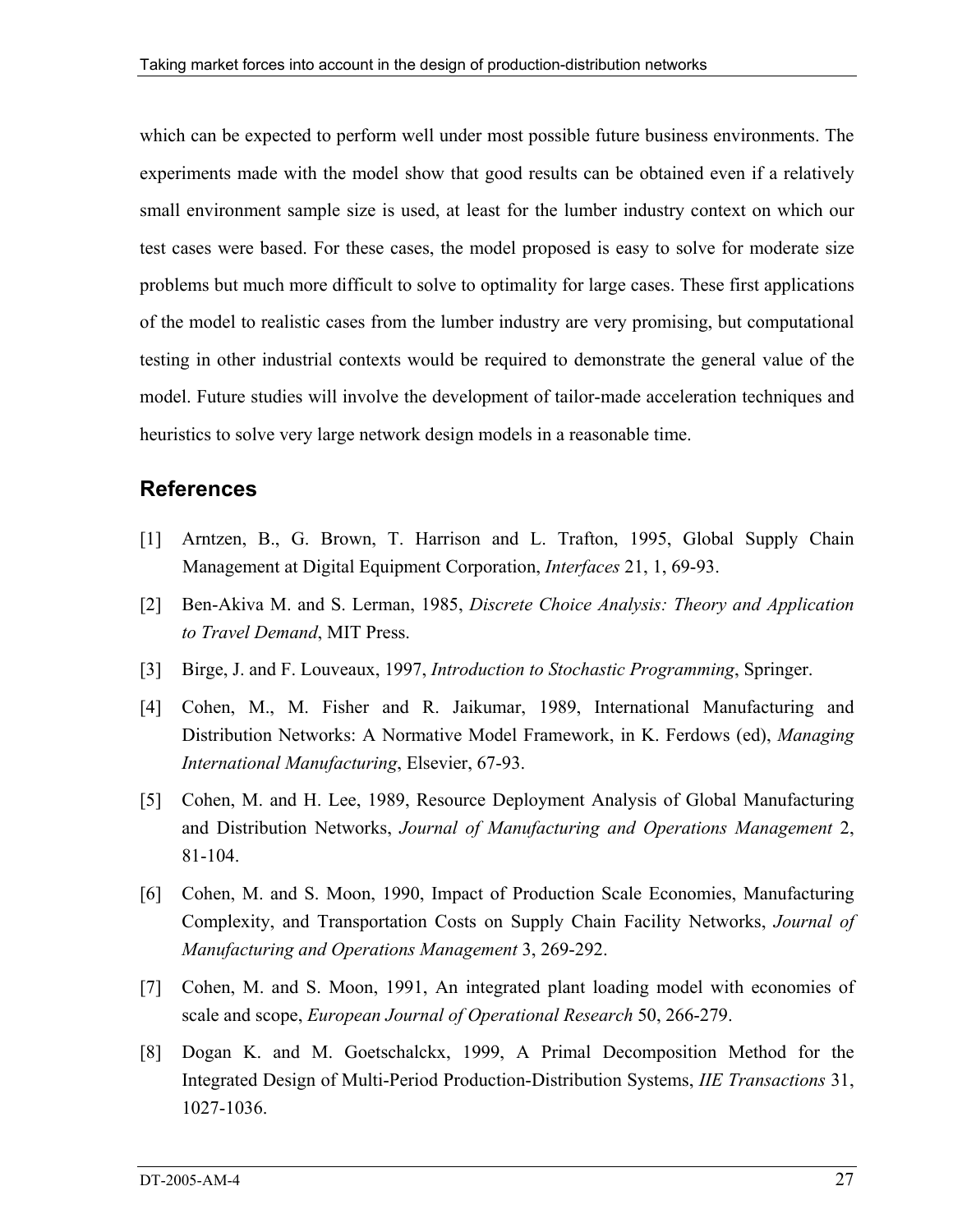which can be expected to perform well under most possible future business environments. The experiments made with the model show that good results can be obtained even if a relatively small environment sample size is used, at least for the lumber industry context on which our test cases were based. For these cases, the model proposed is easy to solve for moderate size problems but much more difficult to solve to optimality for large cases. These first applications of the model to realistic cases from the lumber industry are very promising, but computational testing in other industrial contexts would be required to demonstrate the general value of the model. Future studies will involve the development of tailor-made acceleration techniques and heuristics to solve very large network design models in a reasonable time.

## References

[1] Arntzen, B., G. Brown, T. Harrison and L. Trafton, 1995, Global Supply Chain Management at Digital Equipment Corporation, *Interfaces* 21, 1, 69-93.

[2] Ben-Akiva M. and S. Lerman, 1985, *Discrete Choice Analysis: Theory and Application to Travel Demand*, MIT Press.

[3] Birge, J. and F. Louveaux, 1997, *Introduction to Stochastic Programming*, Springer.

[4] Cohen, M., M. Fisher and R. Jaikumar, 1989, International Manufacturing and Distribution Networks: A Normative Model Framework, in K. Ferdows (ed), *Managing International Manufacturing*, Elsevier, 67-93.

[5] Cohen, M. and H. Lee, 1989, Resource Deployment Analysis of Global Manufacturing and Distribution Networks, *Journal of Manufacturing and Operations Management* 2, 81-104.

[6] Cohen, M. and S. Moon, 1990, Impact of Production Scale Economies, Manufacturing Complexity, and Transportation Costs on Supply Chain Facility Networks, *Journal of Manufacturing and Operations Management* 3, 269-292.

[7] Cohen, M. and S. Moon, 1991, An integrated plant loading model with economies of scale and scope, *European Journal of Operational Research* 50, 266-279.

[8] Dogan K. and M. Goetschalckx, 1999, A Primal Decomposition Method for the Integrated Design of Multi-Period Production-Distribution Systems, *IIE Transactions* 31, 1027-1036.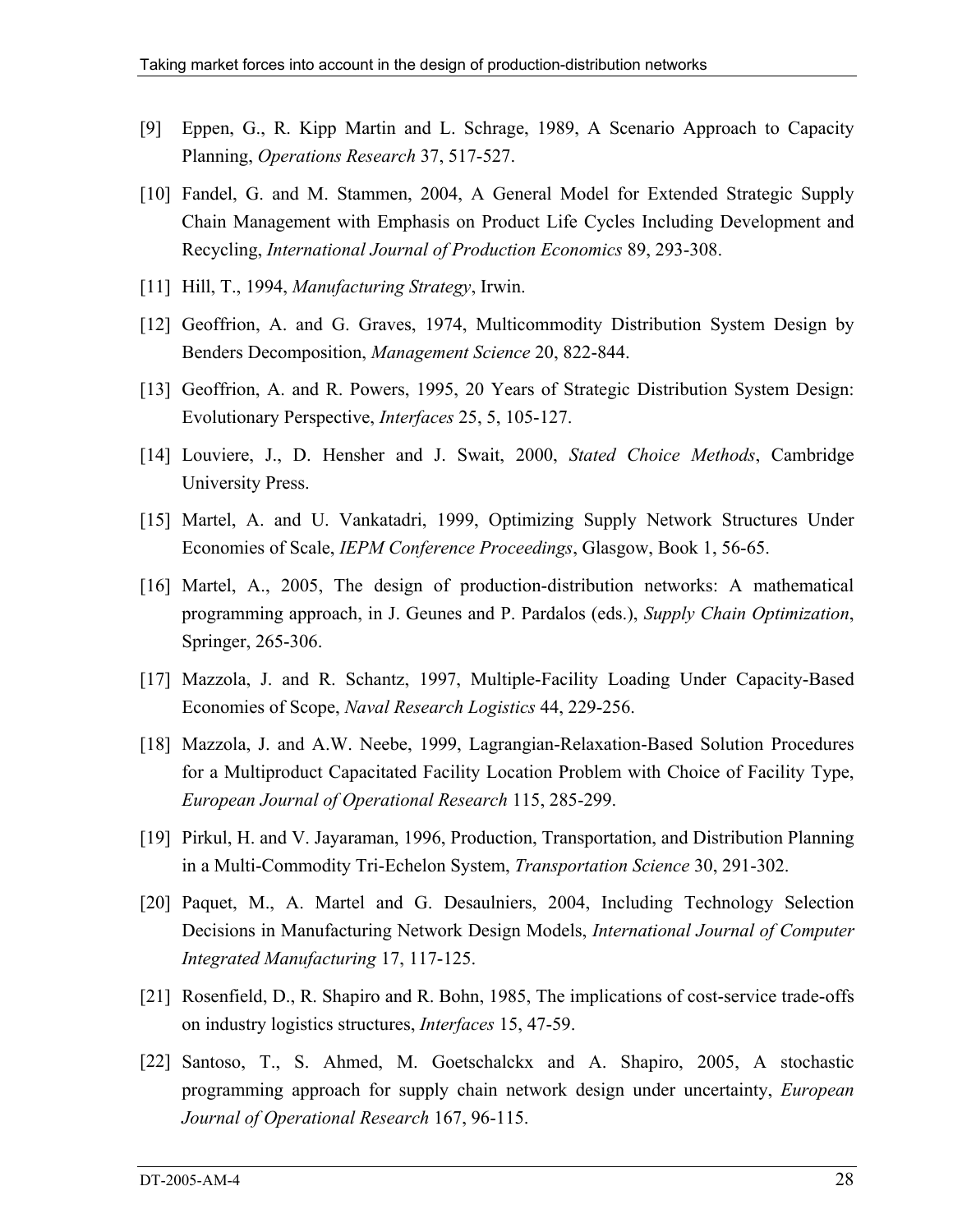[9] Eppen, G., R. Kipp Martin and L. Schrage, 1989, A Scenario Approach to Capacity Planning, *Operations Research* 37, 517-527.

[10] Fandel, G. and M. Stammen, 2004, A General Model for Extended Strategic Supply Chain Management with Emphasis on Product Life Cycles Including Development and Recycling, *International Journal of Production Economics* 89, 293-308.

[11] Hill, T., 1994, *Manufacturing Strategy*, Irwin.

[12] Geoffrion, A. and G. Graves, 1974, Multicommodity Distribution System Design by Benders Decomposition, *Management Science* 20, 822-844.

[13] Geoffrion, A. and R. Powers, 1995, 20 Years of Strategic Distribution System Design: Evolutionary Perspective, *Interfaces* 25, 5, 105-127.

[14] Louviere, J., D. Hensher and J. Swait, 2000, *Stated Choice Methods*, Cambridge University Press.

[15] Martel, A. and U. Vankatadri, 1999, Optimizing Supply Network Structures Under Economies of Scale, *IEPM Conference Proceedings*, Glasgow, Book 1, 56-65.

[16] Martel, A., 2005, The design of production-distribution networks: A mathematical programming approach, in J. Geunes and P. Pardalos (eds.), *Supply Chain Optimization*, Springer, 265-306.

[17] Mazzola, J. and R. Schantz, 1997, Multiple-Facility Loading Under Capacity-Based Economies of Scope, *Naval Research Logistics* 44, 229-256.

[18] Mazzola, J. and A.W. Neebe, 1999, Lagrangian-Relaxation-Based Solution Procedures for a Multiproduct Capacitated Facility Location Problem with Choice of Facility Type, *European Journal of Operational Research* 115, 285-299.

[19] Pirkul, H. and V. Jayaraman, 1996, Production, Transportation, and Distribution Planning in a Multi-Commodity Tri-Echelon System, *Transportation Science* 30, 291-302.

[20] Paquet, M., A. Martel and G. Desaulniers, 2004, Including Technology Selection Decisions in Manufacturing Network Design Models, *International Journal of Computer Integrated Manufacturing* 17, 117-125.

[21] Rosenfield, D., R. Shapiro and R. Bohn, 1985, The implications of cost-service trade-offs on industry logistics structures, *Interfaces* 15, 47-59.

[22] Santoso, T., S. Ahmed, M. Goetschalckx and A. Shapiro, 2005, A stochastic programming approach for supply chain network design under uncertainty, *European Journal of Operational Research* 167, 96-115.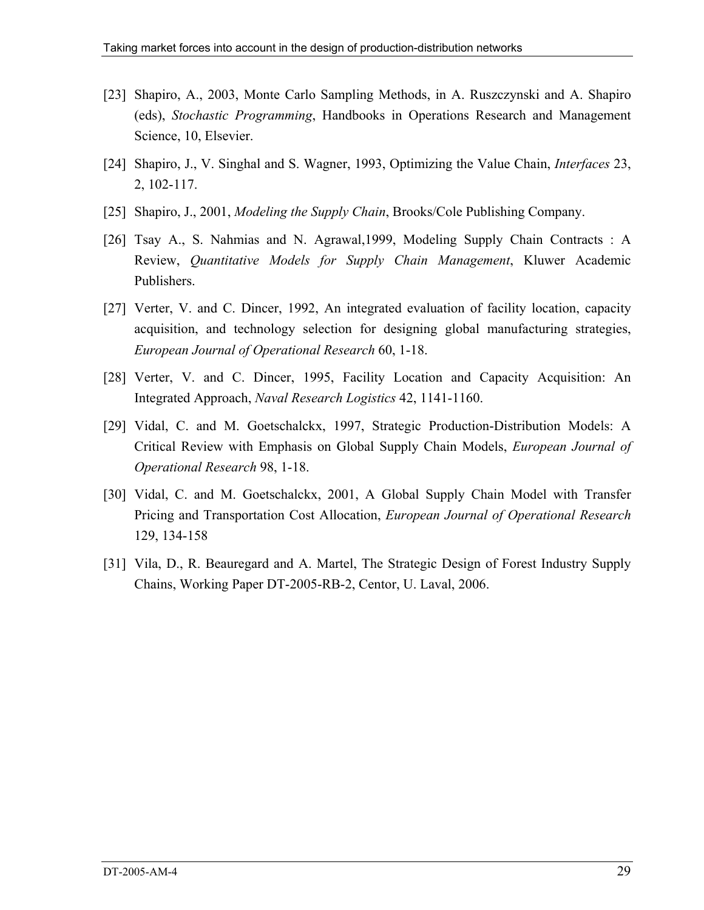[23] Shapiro, A., 2003, Monte Carlo Sampling Methods, in A. Ruszczynski and A. Shapiro (eds), *Stochastic Programming*, Handbooks in Operations Research and Management Science, 10, Elsevier.

[24] Shapiro, J., V. Singhal and S. Wagner, 1993, Optimizing the Value Chain, *Interfaces* 23, 2, 102-117.

[25] Shapiro, J., 2001, *Modeling the Supply Chain*, Brooks/Cole Publishing Company.

[26] Tsay A., S. Nahmias and N. Agrawal,1999, Modeling Supply Chain Contracts : A Review, *Quantitative Models for Supply Chain Management*, Kluwer Academic Publishers.

[27] Verter, V. and C. Dincer, 1992, An integrated evaluation of facility location, capacity acquisition, and technology selection for designing global manufacturing strategies, *European Journal of Operational Research* 60, 1-18.

[28] Verter, V. and C. Dincer, 1995, Facility Location and Capacity Acquisition: An Integrated Approach, *Naval Research Logistics* 42, 1141-1160.

[29] Vidal, C. and M. Goetschalckx, 1997, Strategic Production-Distribution Models: A Critical Review with Emphasis on Global Supply Chain Models, *European Journal of Operational Research* 98, 1-18.

[30] Vidal, C. and M. Goetschalckx, 2001, A Global Supply Chain Model with Transfer Pricing and Transportation Cost Allocation, *European Journal of Operational Research* 129, 134-158

[31] Vila, D., R. Beauregard and A. Martel, The Strategic Design of Forest Industry Supply Chains, Working Paper DT-2005-RB-2, Centor, U. Laval, 2006.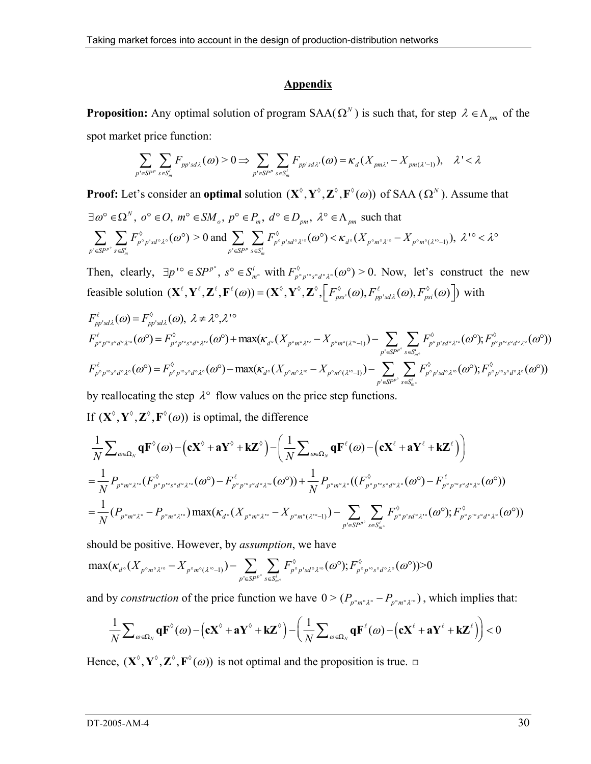## Appendix

**Proposition:** Any optimal solution of program SAA($\Omega^N$) is such that, for step $\lambda \in \Lambda_{pm}$ of the spot market price function:

$$\sum_{p' \in SP^p} \sum_{s \in S_m^i} F_{pp'sd\lambda}(\omega) > 0 \Rightarrow \sum_{p' \in SP^p} \sum_{s \in S_m^i} F_{pp'sd\lambda'}(\omega) = \kappa_d (X_{pm\lambda'} - X_{pm(\lambda'-1)}), \quad \lambda' < \lambda$$

**Proof:** Let's consider an **optimal** solution $(\mathbf{X}^\Diamond, \mathbf{Y}^\Diamond, \mathbf{Z}^\Diamond, \mathbf{F}^\Diamond(\omega))$ of SAA ($\Omega^N$). Assume that $\exists \omega^\circ \in \Omega^N,\ o^\circ \in O,\ m^\circ \in SM_o,\ p^\circ \in P_m,\ d^\circ \in D_{pm},\ \lambda^\circ \in \Lambda_{pm}$ such that $\sum_{p' \in SP^{p^\circ}} \sum_{s \in S_m^i} F^\Diamond_{p^\circ p'sd^\circ\lambda^\circ}(\omega^\circ) > 0$ and $\sum_{p' \in SP^p} \sum_{s \in S_m^i} F^\Diamond_{p^\circ p'sd^\circ\lambda'^\circ}(\omega^\circ) < \kappa_{d^\circ}(X_{p^\circ m^\circ \lambda'^\circ} - X_{p^\circ m^\circ(\lambda'^\circ - 1)}),\ \lambda'^\circ < \lambda^\circ$

Then, clearly, $\exists p'^\circ \in SP^{p^\circ},\ s^\circ \in S^i_{m^\circ}$ with $F^\Diamond_{p^\circ p'^\circ s^\circ d^\circ \lambda^\circ}(\omega^\circ) > 0$. Now, let's construct the new feasible solution $(\mathbf{X}^\ell, \mathbf{Y}^\ell, \mathbf{Z}^\ell, \mathbf{F}^\ell(\omega)) = (\mathbf{X}^\Diamond, \mathbf{Y}^\Diamond, \mathbf{Z}^\Diamond, \left[F^\Diamond_{pss'}(\omega), F^\ell_{pp'sd\lambda}(\omega), F^\Diamond_{psi}(\omega)\right])$ with

$$F^\ell_{pp'sd\lambda}(\omega) = F^\Diamond_{pp'sd\lambda}(\omega),\ \lambda \neq \lambda^\circ, \lambda'^\circ$$

$$F^\ell_{p^\circ p'^\circ s^\circ d^\circ \lambda'^\circ}(\omega^\circ) = F^\Diamond_{p^\circ p'^\circ s^\circ d^\circ \lambda'^\circ}(\omega^\circ) + \max(\kappa_{d^\circ}(X_{p^\circ m^\circ \lambda'^\circ} - X_{p^\circ m^\circ(\lambda'^\circ-1)}) - \sum_{p' \in SP^{p^\circ}} \sum_{s \in S^i_{m^\circ}} F^\Diamond_{p^\circ p'sd^\circ \lambda'^\circ}(\omega^\circ); F^\Diamond_{p^\circ p'^\circ s^\circ d^\circ \lambda^\circ}(\omega^\circ))$$

$$F^\ell_{p^\circ p'^\circ s^\circ d^\circ \lambda^\circ}(\omega^\circ) = F^\Diamond_{p^\circ p'^\circ s^\circ d^\circ \lambda^\circ}(\omega^\circ) - \max(\kappa_{d^\circ}(X_{p^\circ m^\circ \lambda'^\circ} - X_{p^\circ m^\circ(\lambda'^\circ-1)}) - \sum_{p' \in SP^{p^\circ}} \sum_{s \in S^i_{m^\circ}} F^\Diamond_{p^\circ p'sd^\circ \lambda'^\circ}(\omega^\circ); F^\Diamond_{p^\circ p'^\circ s^\circ d^\circ \lambda^\circ}(\omega^\circ))$$

by reallocating the step $\lambda^\circ$ flow values on the price step functions.

If $(\mathbf{X}^\Diamond, \mathbf{Y}^\Diamond, \mathbf{Z}^\Diamond, \mathbf{F}^\Diamond(\omega))$ is optimal, the difference

$$\frac{1}{N}\sum_{\omega \in \Omega_N} \mathbf{qF}^\Diamond(\omega) - \left(\mathbf{cX}^\Diamond + \mathbf{aY}^\Diamond + \mathbf{kZ}^\Diamond\right) - \left(\frac{1}{N}\sum_{\omega \in \Omega_N} \mathbf{qF}^\ell(\omega) - \left(\mathbf{cX}^\ell + \mathbf{aY}^\ell + \mathbf{kZ}^\ell\right)\right)$$

$$= \frac{1}{N} P_{p^\circ m^\circ \lambda'^\circ}(F^\Diamond_{p^\circ p'^\circ s^\circ d^\circ \lambda'^\circ}(\omega^\circ) - F^\ell_{p^\circ p'^\circ s^\circ d^\circ \lambda'^\circ}(\omega^\circ)) + \frac{1}{N} P_{p^\circ m^\circ \lambda^\circ}((F^\Diamond_{p^\circ p'^\circ s^\circ d^\circ \lambda^\circ}(\omega^\circ) - F^\ell_{p^\circ p'^\circ s^\circ d^\circ \lambda^\circ}(\omega^\circ))$$

$$= \frac{1}{N}(P_{p^\circ m^\circ \lambda^\circ} - P_{p^\circ m^\circ \lambda'^\circ}) \max(\kappa_{d^\circ}(X_{p^\circ m^\circ \lambda'^\circ} - X_{p^\circ m^\circ(\lambda'^\circ-1)}) - \sum_{p' \in SP^{p^\circ}} \sum_{s \in S^i_{m^\circ}} F^\Diamond_{p^\circ p'sd^\circ \lambda'^\circ}(\omega^\circ); F^\Diamond_{p^\circ p'^\circ s^\circ d^\circ \lambda^\circ}(\omega^\circ))$$

should be positive. However, by *assumption*, we have

$$\max(\kappa_{d^\circ}(X_{p^\circ m^\circ \lambda'^\circ} - X_{p^\circ m^\circ(\lambda'^\circ-1)}) - \sum_{p' \in SP^{p^\circ}} \sum_{s \in S^i_{m^\circ}} F^\Diamond_{p^\circ p'sd^\circ \lambda'^\circ}(\omega^\circ); F^\Diamond_{p^\circ p'^\circ s^\circ d^\circ \lambda^\circ}(\omega^\circ)) > 0$$

and by *construction* of the price function we have $0 > (P_{p^\circ m^\circ \lambda^\circ} - P_{p^\circ m^\circ \lambda'^\circ})$, which implies that:

$$\frac{1}{N}\sum_{\omega \in \Omega_N} \mathbf{qF}^\Diamond(\omega) - \left(\mathbf{cX}^\Diamond + \mathbf{aY}^\Diamond + \mathbf{kZ}^\Diamond\right) - \left(\frac{1}{N}\sum_{\omega \in \Omega_N} \mathbf{qF}^\ell(\omega) - \left(\mathbf{cX}^\ell + \mathbf{aY}^\ell + \mathbf{kZ}^\ell\right)\right) < 0$$

Hence, $(\mathbf{X}^\Diamond, \mathbf{Y}^\Diamond, \mathbf{Z}^\Diamond, \mathbf{F}^\Diamond(\omega))$ is not optimal and the proposition is true. □